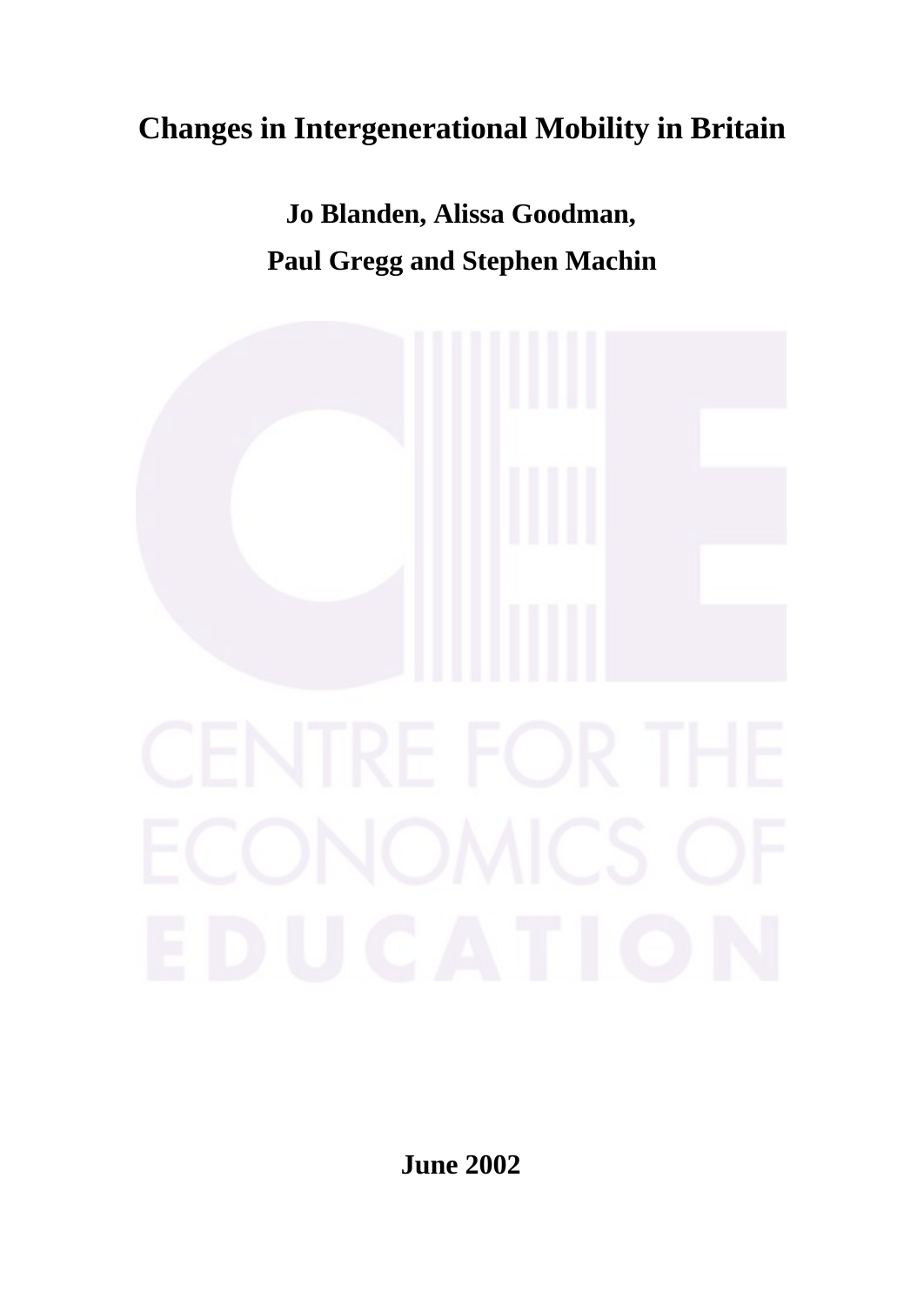# Changes in Intergenerational Mobility in Britain

**Jo Blanden, Alissa Goodman,**

**Paul Gregg and Stephen Machin**

CENTRE FOR THE ECONOMICS OF EDUCATION

**June 2002**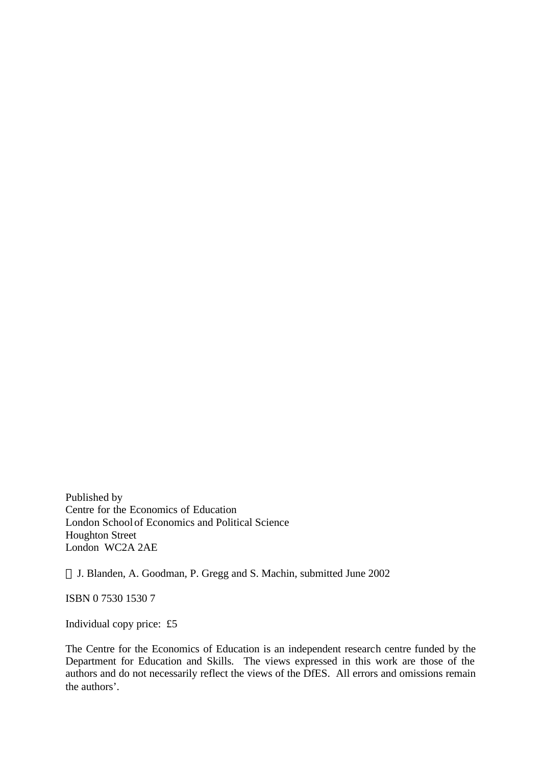Published by
Centre for the Economics of Education
London School of Economics and Political Science
Houghton Street
London WC2A 2AE

© J. Blanden, A. Goodman, P. Gregg and S. Machin, submitted June 2002

ISBN 0 7530 1530 7

Individual copy price: £5

The Centre for the Economics of Education is an independent research centre funded by the Department for Education and Skills. The views expressed in this work are those of the authors and do not necessarily reflect the views of the DfES. All errors and omissions remain the authors'.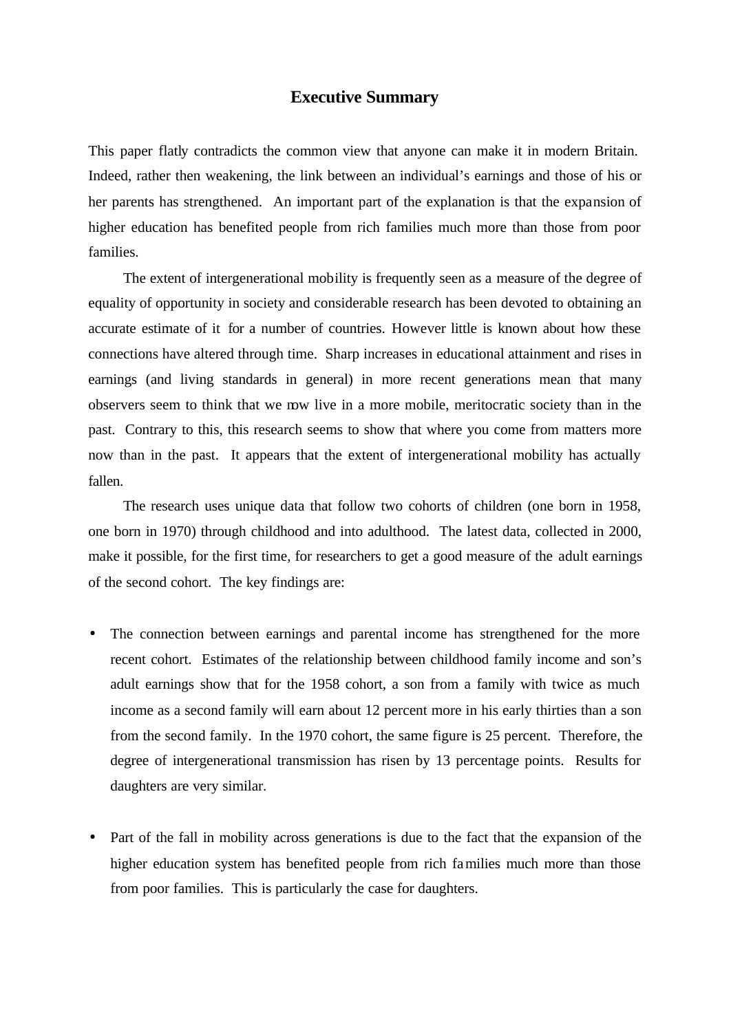# Executive Summary

This paper flatly contradicts the common view that anyone can make it in modern Britain. Indeed, rather then weakening, the link between an individual's earnings and those of his or her parents has strengthened. An important part of the explanation is that the expansion of higher education has benefited people from rich families much more than those from poor families.

The extent of intergenerational mobility is frequently seen as a measure of the degree of equality of opportunity in society and considerable research has been devoted to obtaining an accurate estimate of it for a number of countries. However little is known about how these connections have altered through time. Sharp increases in educational attainment and rises in earnings (and living standards in general) in more recent generations mean that many observers seem to think that we now live in a more mobile, meritocratic society than in the past. Contrary to this, this research seems to show that where you come from matters more now than in the past. It appears that the extent of intergenerational mobility has actually fallen.

The research uses unique data that follow two cohorts of children (one born in 1958, one born in 1970) through childhood and into adulthood. The latest data, collected in 2000, make it possible, for the first time, for researchers to get a good measure of the adult earnings of the second cohort. The key findings are:

- The connection between earnings and parental income has strengthened for the more recent cohort. Estimates of the relationship between childhood family income and son's adult earnings show that for the 1958 cohort, a son from a family with twice as much income as a second family will earn about 12 percent more in his early thirties than a son from the second family. In the 1970 cohort, the same figure is 25 percent. Therefore, the degree of intergenerational transmission has risen by 13 percentage points. Results for daughters are very similar.

- Part of the fall in mobility across generations is due to the fact that the expansion of the higher education system has benefited people from rich families much more than those from poor families. This is particularly the case for daughters.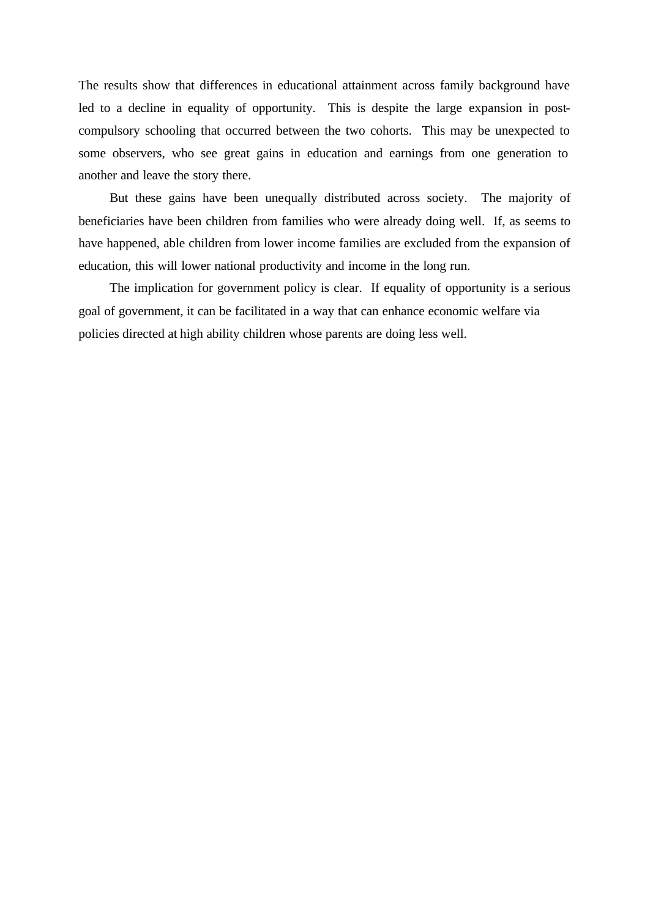The results show that differences in educational attainment across family background have led to a decline in equality of opportunity. This is despite the large expansion in post-compulsory schooling that occurred between the two cohorts. This may be unexpected to some observers, who see great gains in education and earnings from one generation to another and leave the story there.

But these gains have been unequally distributed across society. The majority of beneficiaries have been children from families who were already doing well. If, as seems to have happened, able children from lower income families are excluded from the expansion of education, this will lower national productivity and income in the long run.

The implication for government policy is clear. If equality of opportunity is a serious goal of government, it can be facilitated in a way that can enhance economic welfare via policies directed at high ability children whose parents are doing less well.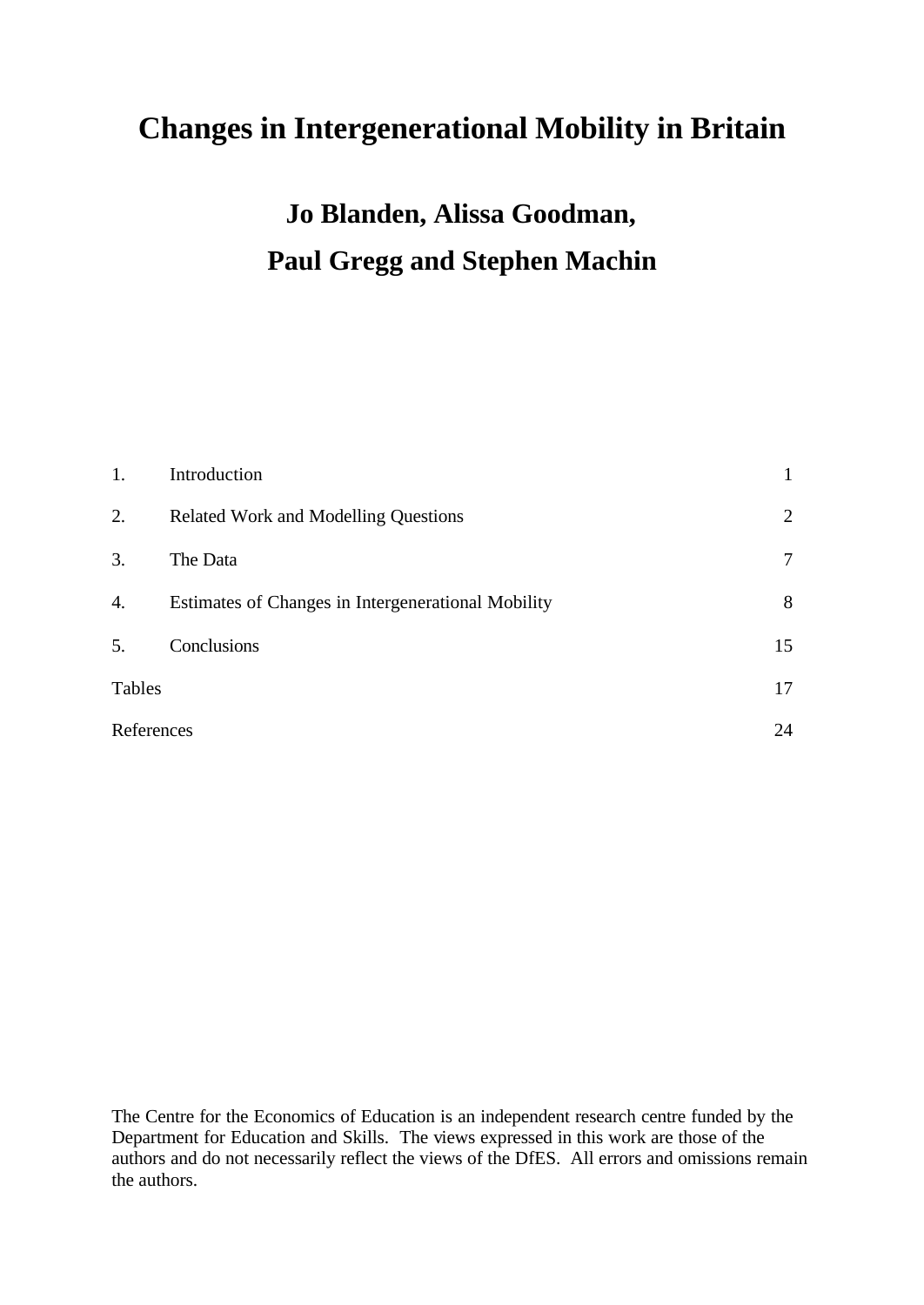# Changes in Intergenerational Mobility in Britain

## Jo Blanden, Alissa Goodman,

## Paul Gregg and Stephen Machin

| | | |
|---|---|---|
| 1. | Introduction | 1 |
| 2. | Related Work and Modelling Questions | 2 |
| 3. | The Data | 7 |
| 4. | Estimates of Changes in Intergenerational Mobility | 8 |
| 5. | Conclusions | 15 |
| Tables | | 17 |
| References | | 24 |

The Centre for the Economics of Education is an independent research centre funded by the Department for Education and Skills. The views expressed in this work are those of the authors and do not necessarily reflect the views of the DfES. All errors and omissions remain the authors.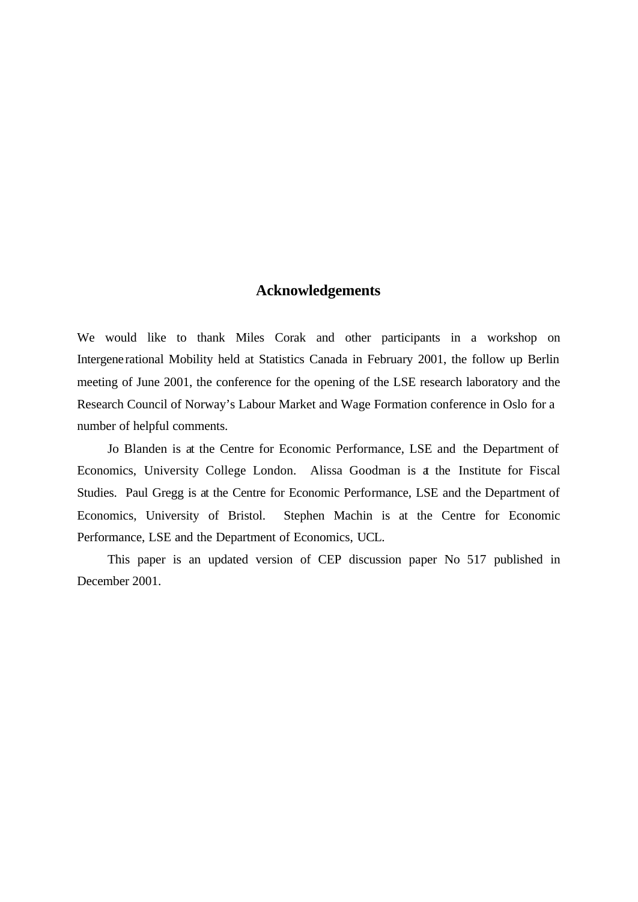## Acknowledgements

We would like to thank Miles Corak and other participants in a workshop on Intergenerational Mobility held at Statistics Canada in February 2001, the follow up Berlin meeting of June 2001, the conference for the opening of the LSE research laboratory and the Research Council of Norway's Labour Market and Wage Formation conference in Oslo for a number of helpful comments.

Jo Blanden is at the Centre for Economic Performance, LSE and the Department of Economics, University College London. Alissa Goodman is at the Institute for Fiscal Studies. Paul Gregg is at the Centre for Economic Performance, LSE and the Department of Economics, University of Bristol. Stephen Machin is at the Centre for Economic Performance, LSE and the Department of Economics, UCL.

This paper is an updated version of CEP discussion paper No 517 published in December 2001.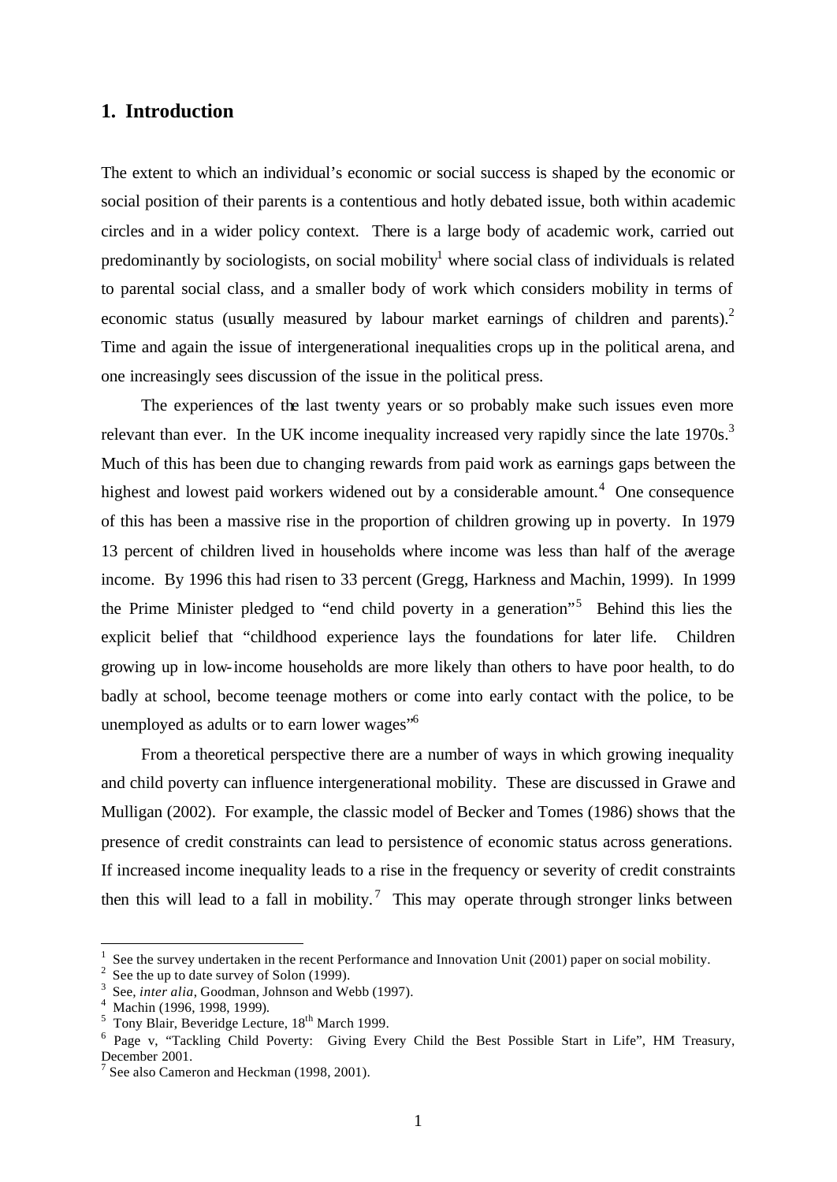## 1. Introduction

The extent to which an individual's economic or social success is shaped by the economic or social position of their parents is a contentious and hotly debated issue, both within academic circles and in a wider policy context. There is a large body of academic work, carried out predominantly by sociologists, on social mobility[1] where social class of individuals is related to parental social class, and a smaller body of work which considers mobility in terms of economic status (usually measured by labour market earnings of children and parents).[2] Time and again the issue of intergenerational inequalities crops up in the political arena, and one increasingly sees discussion of the issue in the political press.

The experiences of the last twenty years or so probably make such issues even more relevant than ever. In the UK income inequality increased very rapidly since the late 1970s.[3] Much of this has been due to changing rewards from paid work as earnings gaps between the highest and lowest paid workers widened out by a considerable amount.[4] One consequence of this has been a massive rise in the proportion of children growing up in poverty. In 1979 13 percent of children lived in households where income was less than half of the average income. By 1996 this had risen to 33 percent (Gregg, Harkness and Machin, 1999). In 1999 the Prime Minister pledged to "end child poverty in a generation"[5] Behind this lies the explicit belief that "childhood experience lays the foundations for later life. Children growing up in low-income households are more likely than others to have poor health, to do badly at school, become teenage mothers or come into early contact with the police, to be unemployed as adults or to earn lower wages"[6]

From a theoretical perspective there are a number of ways in which growing inequality and child poverty can influence intergenerational mobility. These are discussed in Grawe and Mulligan (2002). For example, the classic model of Becker and Tomes (1986) shows that the presence of credit constraints can lead to persistence of economic status across generations. If increased income inequality leads to a rise in the frequency or severity of credit constraints then this will lead to a fall in mobility.[7] This may operate through stronger links between

---

[1] See the survey undertaken in the recent Performance and Innovation Unit (2001) paper on social mobility.

[2] See the up to date survey of Solon (1999).

[3] See, *inter alia*, Goodman, Johnson and Webb (1997).

[4] Machin (1996, 1998, 1999).

[5] Tony Blair, Beveridge Lecture, 18th March 1999.

[6] Page v, "Tackling Child Poverty: Giving Every Child the Best Possible Start in Life", HM Treasury, December 2001.

[7] See also Cameron and Heckman (1998, 2001).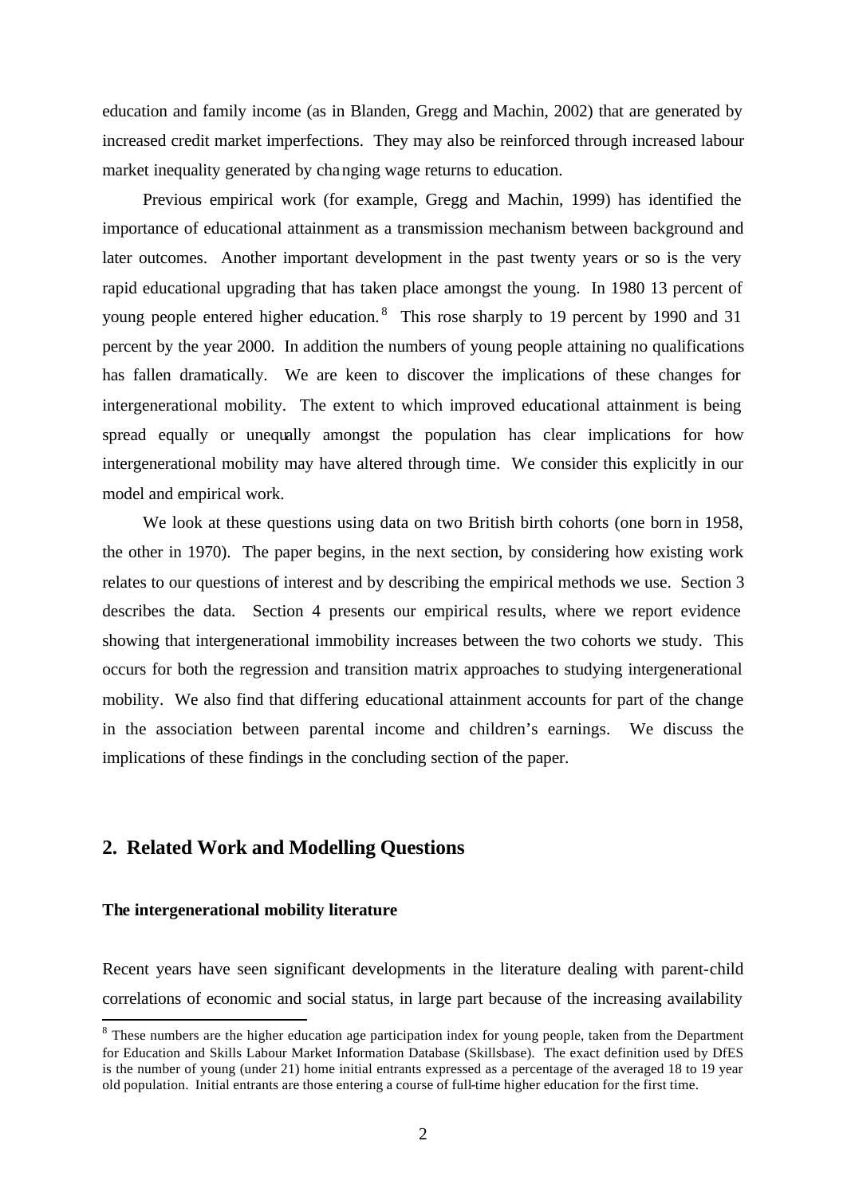education and family income (as in Blanden, Gregg and Machin, 2002) that are generated by increased credit market imperfections. They may also be reinforced through increased labour market inequality generated by changing wage returns to education.

Previous empirical work (for example, Gregg and Machin, 1999) has identified the importance of educational attainment as a transmission mechanism between background and later outcomes. Another important development in the past twenty years or so is the very rapid educational upgrading that has taken place amongst the young. In 1980 13 percent of young people entered higher education.[8] This rose sharply to 19 percent by 1990 and 31 percent by the year 2000. In addition the numbers of young people attaining no qualifications has fallen dramatically. We are keen to discover the implications of these changes for intergenerational mobility. The extent to which improved educational attainment is being spread equally or unequally amongst the population has clear implications for how intergenerational mobility may have altered through time. We consider this explicitly in our model and empirical work.

We look at these questions using data on two British birth cohorts (one born in 1958, the other in 1970). The paper begins, in the next section, by considering how existing work relates to our questions of interest and by describing the empirical methods we use. Section 3 describes the data. Section 4 presents our empirical results, where we report evidence showing that intergenerational immobility increases between the two cohorts we study. This occurs for both the regression and transition matrix approaches to studying intergenerational mobility. We also find that differing educational attainment accounts for part of the change in the association between parental income and children's earnings. We discuss the implications of these findings in the concluding section of the paper.

## 2. Related Work and Modelling Questions

### The intergenerational mobility literature

Recent years have seen significant developments in the literature dealing with parent-child correlations of economic and social status, in large part because of the increasing availability

[8] These numbers are the higher education age participation index for young people, taken from the Department for Education and Skills Labour Market Information Database (Skillsbase). The exact definition used by DfES is the number of young (under 21) home initial entrants expressed as a percentage of the averaged 18 to 19 year old population. Initial entrants are those entering a course of full-time higher education for the first time.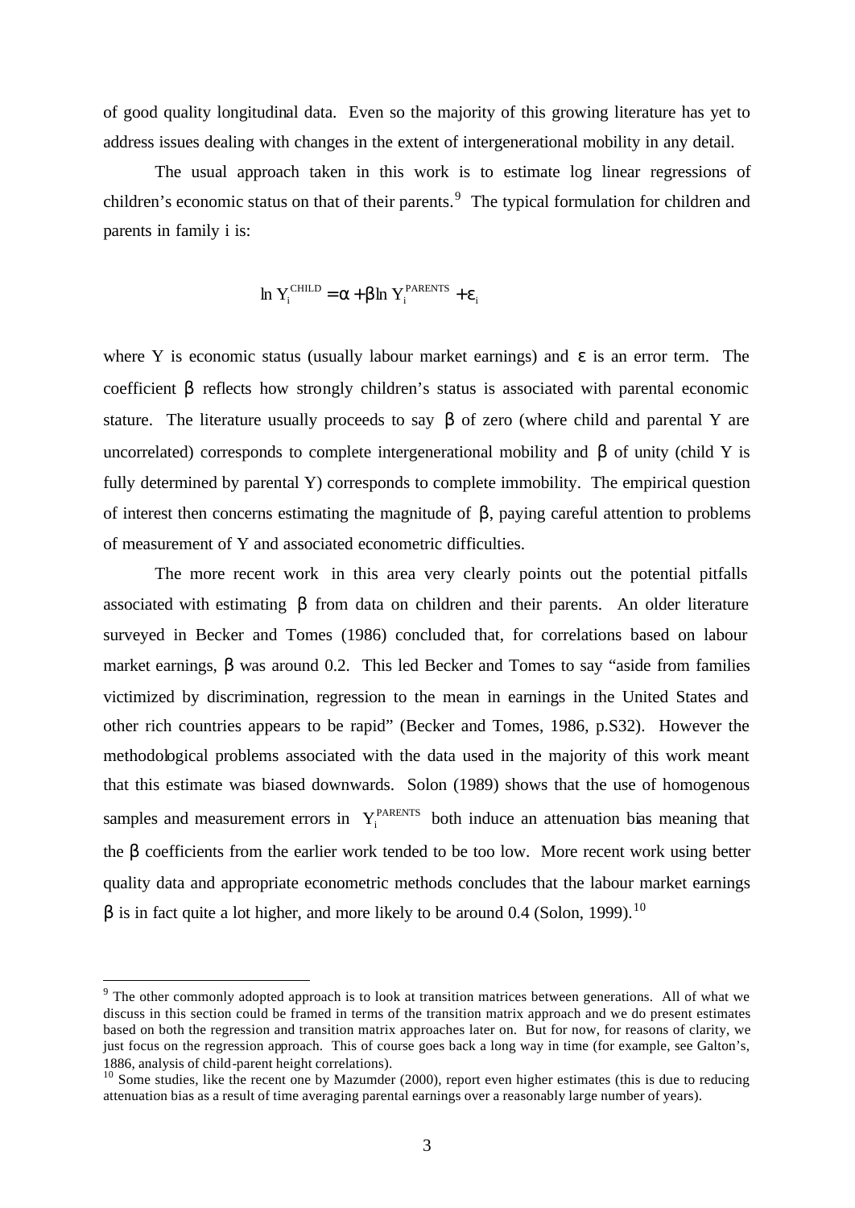of good quality longitudinal data. Even so the majority of this growing literature has yet to address issues dealing with changes in the extent of intergenerational mobility in any detail.

The usual approach taken in this work is to estimate log linear regressions of children's economic status on that of their parents.[9] The typical formulation for children and parents in family i is:

$$\ln Y_i^{CHILD} = \alpha + \beta \ln Y_i^{PARENTS} + \varepsilon_i$$

where Y is economic status (usually labour market earnings) and $\varepsilon$ is an error term. The coefficient $\beta$ reflects how strongly children's status is associated with parental economic stature. The literature usually proceeds to say $\beta$ of zero (where child and parental Y are uncorrelated) corresponds to complete intergenerational mobility and $\beta$ of unity (child Y is fully determined by parental Y) corresponds to complete immobility. The empirical question of interest then concerns estimating the magnitude of $\beta$, paying careful attention to problems of measurement of Y and associated econometric difficulties.

The more recent work in this area very clearly points out the potential pitfalls associated with estimating $\beta$ from data on children and their parents. An older literature surveyed in Becker and Tomes (1986) concluded that, for correlations based on labour market earnings, $\beta$ was around 0.2. This led Becker and Tomes to say "aside from families victimized by discrimination, regression to the mean in earnings in the United States and other rich countries appears to be rapid" (Becker and Tomes, 1986, p.S32). However the methodological problems associated with the data used in the majority of this work meant that this estimate was biased downwards. Solon (1989) shows that the use of homogenous samples and measurement errors in $Y_i^{PARENTS}$ both induce an attenuation bias meaning that the $\beta$ coefficients from the earlier work tended to be too low. More recent work using better quality data and appropriate econometric methods concludes that the labour market earnings $\beta$ is in fact quite a lot higher, and more likely to be around 0.4 (Solon, 1999).[10]

---

[9] The other commonly adopted approach is to look at transition matrices between generations. All of what we discuss in this section could be framed in terms of the transition matrix approach and we do present estimates based on both the regression and transition matrix approaches later on. But for now, for reasons of clarity, we just focus on the regression approach. This of course goes back a long way in time (for example, see Galton's, 1886, analysis of child-parent height correlations).

[10] Some studies, like the recent one by Mazumder (2000), report even higher estimates (this is due to reducing attenuation bias as a result of time averaging parental earnings over a reasonably large number of years).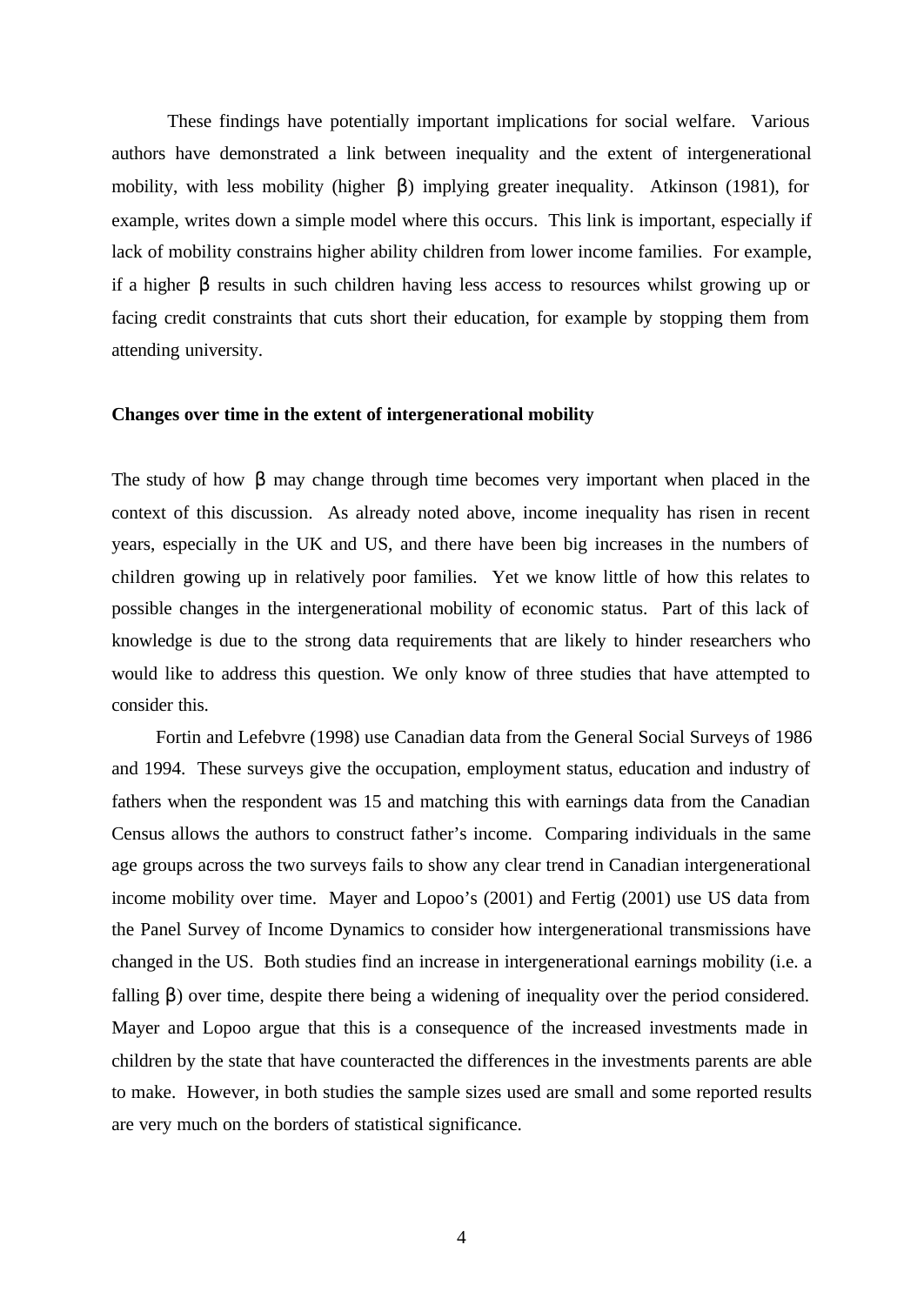These findings have potentially important implications for social welfare. Various authors have demonstrated a link between inequality and the extent of intergenerational mobility, with less mobility (higher $\beta$) implying greater inequality. Atkinson (1981), for example, writes down a simple model where this occurs. This link is important, especially if lack of mobility constrains higher ability children from lower income families. For example, if a higher $\beta$ results in such children having less access to resources whilst growing up or facing credit constraints that cuts short their education, for example by stopping them from attending university.

**Changes over time in the extent of intergenerational mobility**

The study of how $\beta$ may change through time becomes very important when placed in the context of this discussion. As already noted above, income inequality has risen in recent years, especially in the UK and US, and there have been big increases in the numbers of children growing up in relatively poor families. Yet we know little of how this relates to possible changes in the intergenerational mobility of economic status. Part of this lack of knowledge is due to the strong data requirements that are likely to hinder researchers who would like to address this question. We only know of three studies that have attempted to consider this.

Fortin and Lefebvre (1998) use Canadian data from the General Social Surveys of 1986 and 1994. These surveys give the occupation, employment status, education and industry of fathers when the respondent was 15 and matching this with earnings data from the Canadian Census allows the authors to construct father's income. Comparing individuals in the same age groups across the two surveys fails to show any clear trend in Canadian intergenerational income mobility over time. Mayer and Lopoo's (2001) and Fertig (2001) use US data from the Panel Survey of Income Dynamics to consider how intergenerational transmissions have changed in the US. Both studies find an increase in intergenerational earnings mobility (i.e. a falling $\beta$) over time, despite there being a widening of inequality over the period considered. Mayer and Lopoo argue that this is a consequence of the increased investments made in children by the state that have counteracted the differences in the investments parents are able to make. However, in both studies the sample sizes used are small and some reported results are very much on the borders of statistical significance.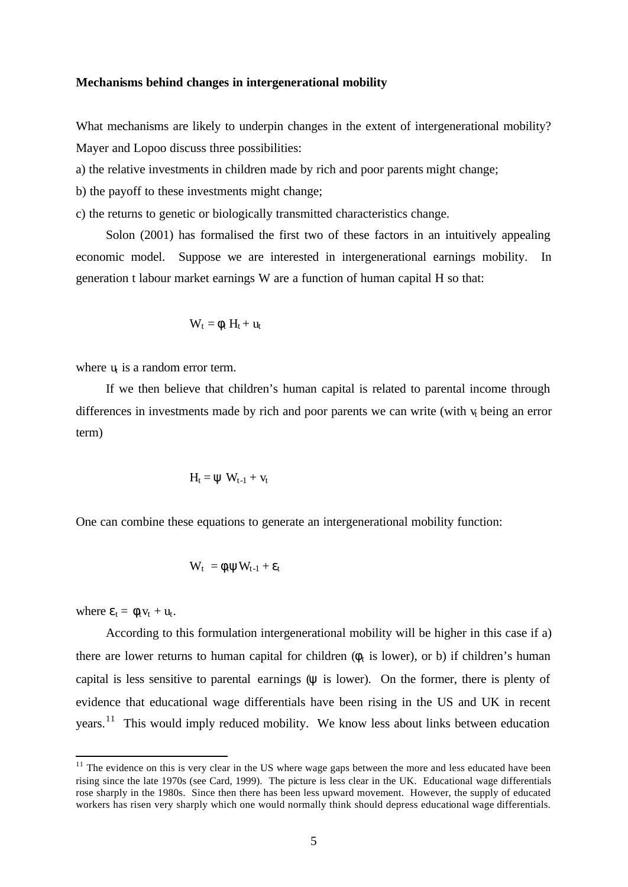**Mechanisms behind changes in intergenerational mobility**

What mechanisms are likely to underpin changes in the extent of intergenerational mobility? Mayer and Lopoo discuss three possibilities:

a) the relative investments in children made by rich and poor parents might change;

b) the payoff to these investments might change;

c) the returns to genetic or biologically transmitted characteristics change.

Solon (2001) has formalised the first two of these factors in an intuitively appealing economic model. Suppose we are interested in intergenerational earnings mobility. In generation t labour market earnings W are a function of human capital H so that:

$$W_t = \phi_t H_t + u_t$$

where $u_t$ is a random error term.

If we then believe that children's human capital is related to parental income through differences in investments made by rich and poor parents we can write (with $v_t$ being an error term)

$$H_t = \psi W_{t-1} + v_t$$

One can combine these equations to generate an intergenerational mobility function:

$$W_t = \phi_t \psi W_{t-1} + \varepsilon_t$$

where $\varepsilon_t = \phi_t v_t + u_t$.

According to this formulation intergenerational mobility will be higher in this case if a) there are lower returns to human capital for children ($\phi_t$ is lower), or b) if children's human capital is less sensitive to parental earnings ($\psi$ is lower). On the former, there is plenty of evidence that educational wage differentials have been rising in the US and UK in recent years.[11] This would imply reduced mobility. We know less about links between education

[11] The evidence on this is very clear in the US where wage gaps between the more and less educated have been rising since the late 1970s (see Card, 1999). The picture is less clear in the UK. Educational wage differentials rose sharply in the 1980s. Since then there has been less upward movement. However, the supply of educated workers has risen very sharply which one would normally think should depress educational wage differentials.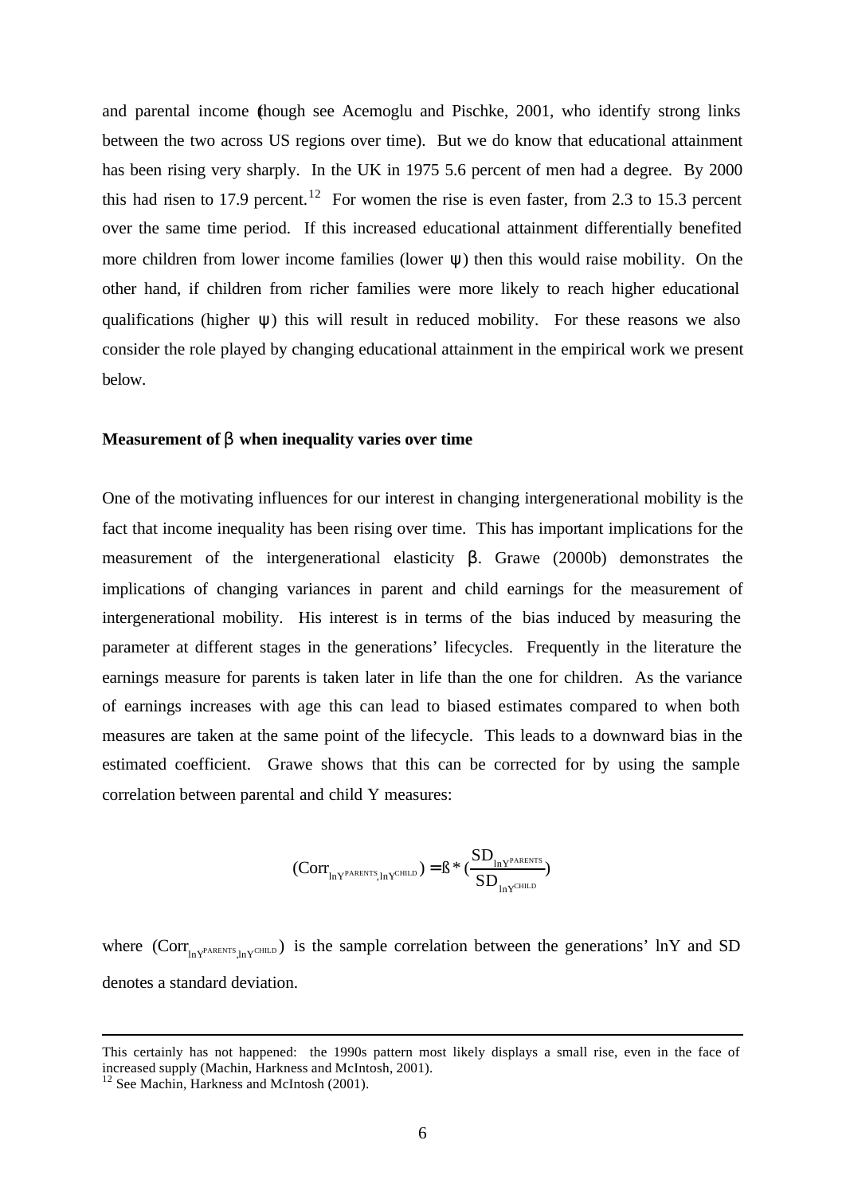and parental income (though see Acemoglu and Pischke, 2001, who identify strong links between the two across US regions over time). But we do know that educational attainment has been rising very sharply. In the UK in 1975 5.6 percent of men had a degree. By 2000 this had risen to 17.9 percent.[12] For women the rise is even faster, from 2.3 to 15.3 percent over the same time period. If this increased educational attainment differentially benefited more children from lower income families (lower $\psi$) then this would raise mobility. On the other hand, if children from richer families were more likely to reach higher educational qualifications (higher $\psi$) this will result in reduced mobility. For these reasons we also consider the role played by changing educational attainment in the empirical work we present below.

**Measurement of $\beta$ when inequality varies over time**

One of the motivating influences for our interest in changing intergenerational mobility is the fact that income inequality has been rising over time. This has important implications for the measurement of the intergenerational elasticity $\beta$. Grawe (2000b) demonstrates the implications of changing variances in parent and child earnings for the measurement of intergenerational mobility. His interest is in terms of the bias induced by measuring the parameter at different stages in the generations' lifecycles. Frequently in the literature the earnings measure for parents is taken later in life than the one for children. As the variance of earnings increases with age this can lead to biased estimates compared to when both measures are taken at the same point of the lifecycle. This leads to a downward bias in the estimated coefficient. Grawe shows that this can be corrected for by using the sample correlation between parental and child Y measures:

$$(\mathrm{Corr}_{\ln Y^{\mathrm{PARENTS}},\ln Y^{\mathrm{CHILD}}}) = \beta * \left(\frac{\mathrm{SD}_{\ln Y^{\mathrm{PARENTS}}}}{\mathrm{SD}_{\ln Y^{\mathrm{CHILD}}}}\right)$$

where $(\mathrm{Corr}_{\ln Y^{\mathrm{PARENTS}},\ln Y^{\mathrm{CHILD}}})$ is the sample correlation between the generations' lnY and SD denotes a standard deviation.

---

This certainly has not happened: the 1990s pattern most likely displays a small rise, even in the face of increased supply (Machin, Harkness and McIntosh, 2001).

[12] See Machin, Harkness and McIntosh (2001).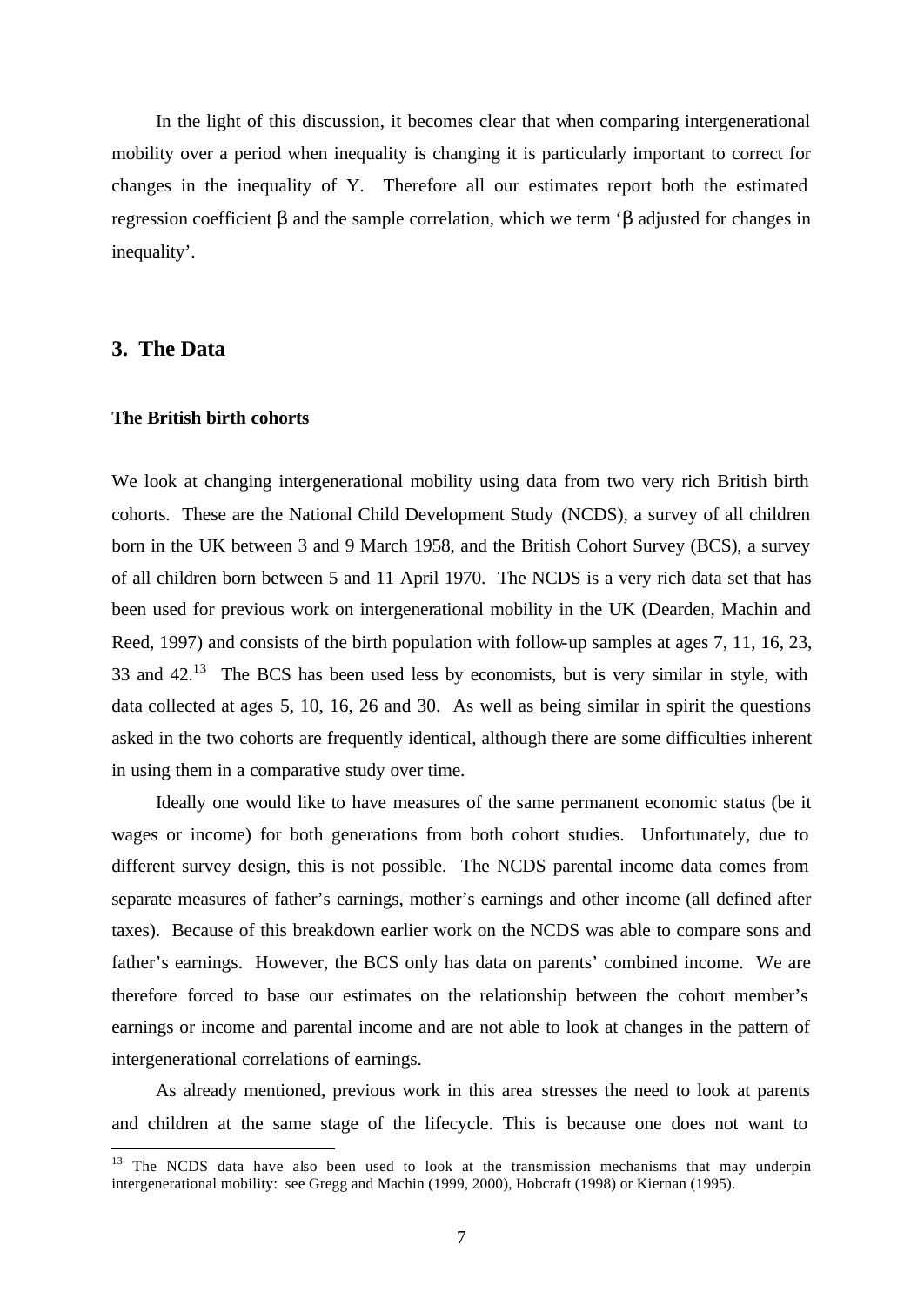In the light of this discussion, it becomes clear that when comparing intergenerational mobility over a period when inequality is changing it is particularly important to correct for changes in the inequality of Y. Therefore all our estimates report both the estimated regression coefficient $\beta$ and the sample correlation, which we term '$\beta$ adjusted for changes in inequality'.

## 3. The Data

### The British birth cohorts

We look at changing intergenerational mobility using data from two very rich British birth cohorts. These are the National Child Development Study (NCDS), a survey of all children born in the UK between 3 and 9 March 1958, and the British Cohort Survey (BCS), a survey of all children born between 5 and 11 April 1970. The NCDS is a very rich data set that has been used for previous work on intergenerational mobility in the UK (Dearden, Machin and Reed, 1997) and consists of the birth population with follow-up samples at ages 7, 11, 16, 23, 33 and 42.[13] The BCS has been used less by economists, but is very similar in style, with data collected at ages 5, 10, 16, 26 and 30. As well as being similar in spirit the questions asked in the two cohorts are frequently identical, although there are some difficulties inherent in using them in a comparative study over time.

Ideally one would like to have measures of the same permanent economic status (be it wages or income) for both generations from both cohort studies. Unfortunately, due to different survey design, this is not possible. The NCDS parental income data comes from separate measures of father's earnings, mother's earnings and other income (all defined after taxes). Because of this breakdown earlier work on the NCDS was able to compare sons and father's earnings. However, the BCS only has data on parents' combined income. We are therefore forced to base our estimates on the relationship between the cohort member's earnings or income and parental income and are not able to look at changes in the pattern of intergenerational correlations of earnings.

As already mentioned, previous work in this area stresses the need to look at parents and children at the same stage of the lifecycle. This is because one does not want to

[13] The NCDS data have also been used to look at the transmission mechanisms that may underpin intergenerational mobility: see Gregg and Machin (1999, 2000), Hobcraft (1998) or Kiernan (1995).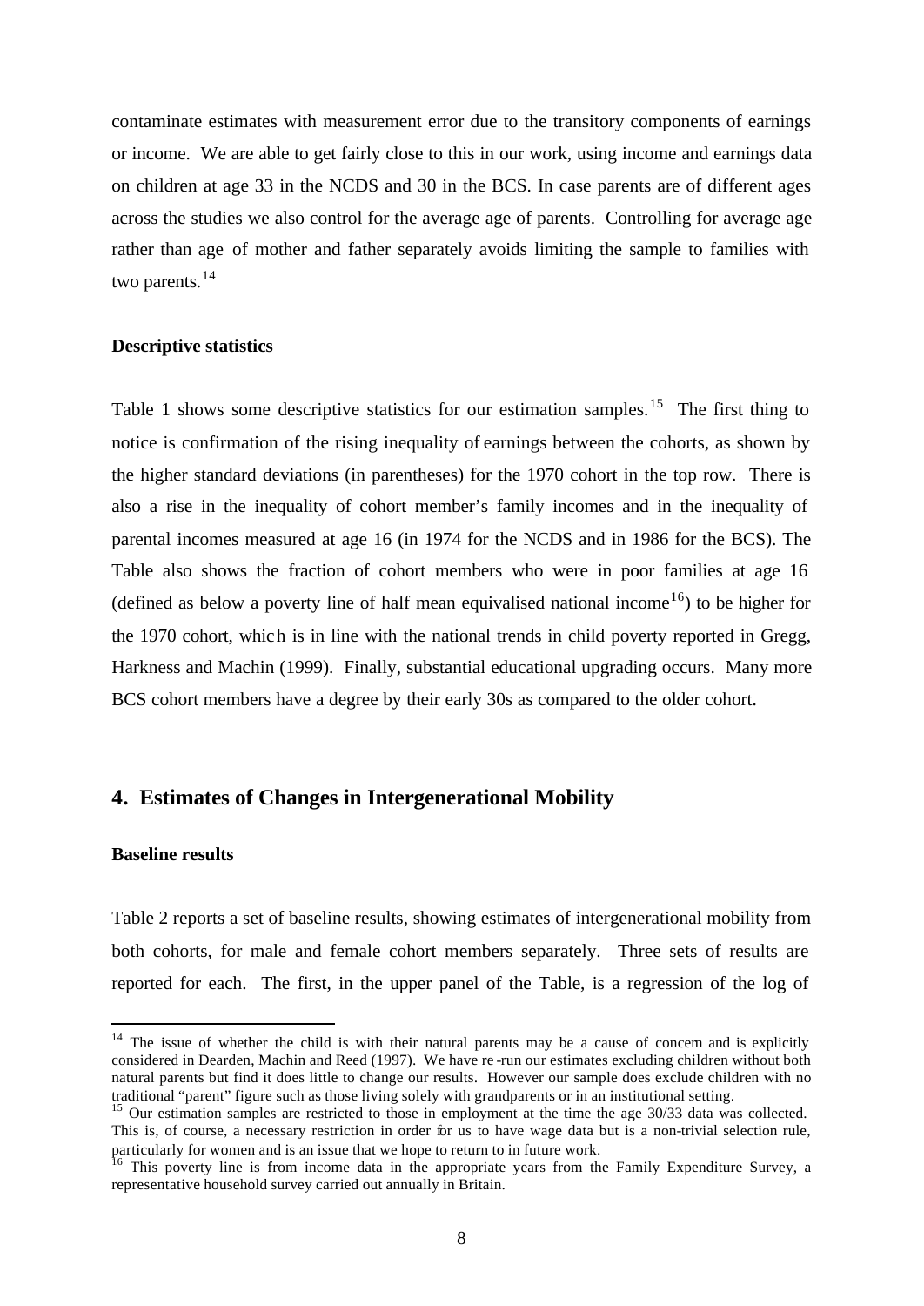contaminate estimates with measurement error due to the transitory components of earnings or income. We are able to get fairly close to this in our work, using income and earnings data on children at age 33 in the NCDS and 30 in the BCS. In case parents are of different ages across the studies we also control for the average age of parents. Controlling for average age rather than age of mother and father separately avoids limiting the sample to families with two parents.[14]

**Descriptive statistics**

Table 1 shows some descriptive statistics for our estimation samples.[15] The first thing to notice is confirmation of the rising inequality of earnings between the cohorts, as shown by the higher standard deviations (in parentheses) for the 1970 cohort in the top row. There is also a rise in the inequality of cohort member's family incomes and in the inequality of parental incomes measured at age 16 (in 1974 for the NCDS and in 1986 for the BCS). The Table also shows the fraction of cohort members who were in poor families at age 16 (defined as below a poverty line of half mean equivalised national income[16]) to be higher for the 1970 cohort, which is in line with the national trends in child poverty reported in Gregg, Harkness and Machin (1999). Finally, substantial educational upgrading occurs. Many more BCS cohort members have a degree by their early 30s as compared to the older cohort.

## 4. Estimates of Changes in Intergenerational Mobility

**Baseline results**

Table 2 reports a set of baseline results, showing estimates of intergenerational mobility from both cohorts, for male and female cohort members separately. Three sets of results are reported for each. The first, in the upper panel of the Table, is a regression of the log of

---

[14] The issue of whether the child is with their natural parents may be a cause of concern and is explicitly considered in Dearden, Machin and Reed (1997). We have re-run our estimates excluding children without both natural parents but find it does little to change our results. However our sample does exclude children with no traditional "parent" figure such as those living solely with grandparents or in an institutional setting.

[15] Our estimation samples are restricted to those in employment at the time the age 30/33 data was collected. This is, of course, a necessary restriction in order for us to have wage data but is a non-trivial selection rule, particularly for women and is an issue that we hope to return to in future work.

[16] This poverty line is from income data in the appropriate years from the Family Expenditure Survey, a representative household survey carried out annually in Britain.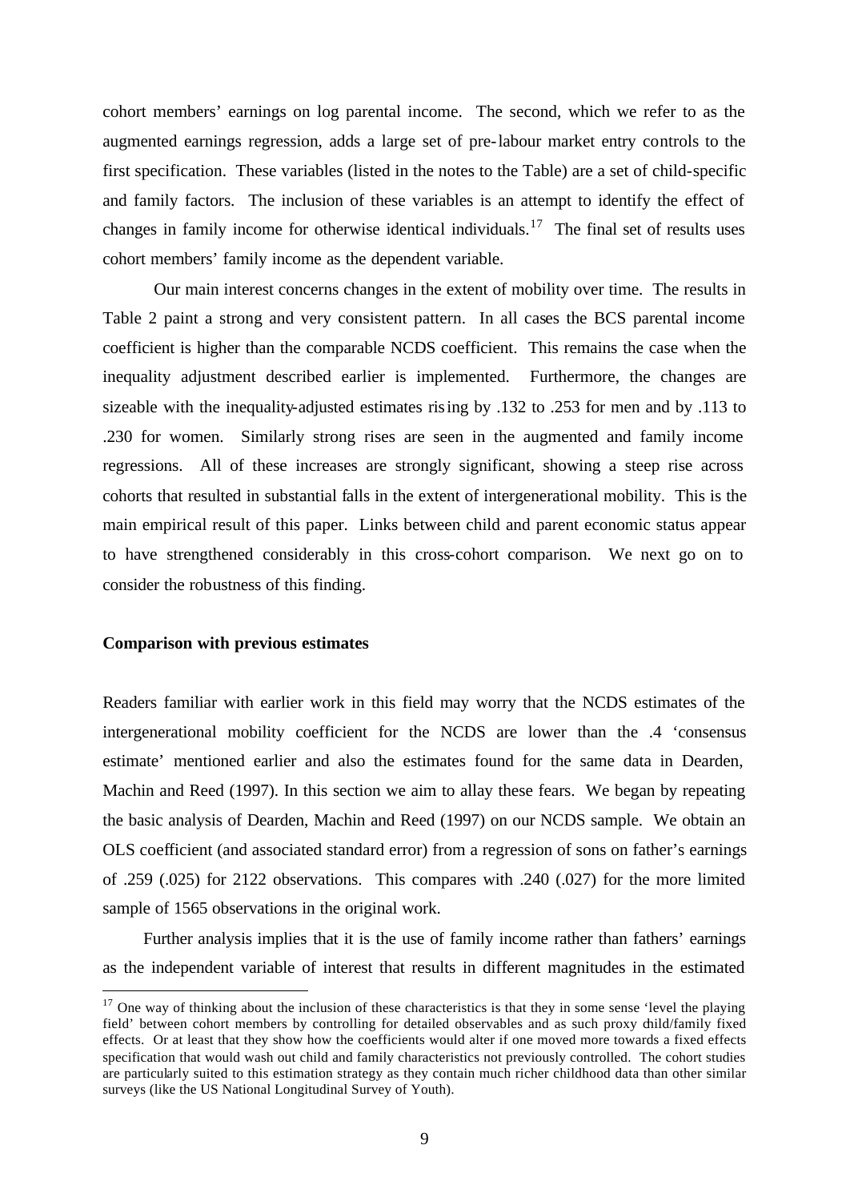cohort members' earnings on log parental income. The second, which we refer to as the augmented earnings regression, adds a large set of pre-labour market entry controls to the first specification. These variables (listed in the notes to the Table) are a set of child-specific and family factors. The inclusion of these variables is an attempt to identify the effect of changes in family income for otherwise identical individuals.[17] The final set of results uses cohort members' family income as the dependent variable.

Our main interest concerns changes in the extent of mobility over time. The results in Table 2 paint a strong and very consistent pattern. In all cases the BCS parental income coefficient is higher than the comparable NCDS coefficient. This remains the case when the inequality adjustment described earlier is implemented. Furthermore, the changes are sizeable with the inequality-adjusted estimates rising by .132 to .253 for men and by .113 to .230 for women. Similarly strong rises are seen in the augmented and family income regressions. All of these increases are strongly significant, showing a steep rise across cohorts that resulted in substantial falls in the extent of intergenerational mobility. This is the main empirical result of this paper. Links between child and parent economic status appear to have strengthened considerably in this cross-cohort comparison. We next go on to consider the robustness of this finding.

**Comparison with previous estimates**

Readers familiar with earlier work in this field may worry that the NCDS estimates of the intergenerational mobility coefficient for the NCDS are lower than the .4 'consensus estimate' mentioned earlier and also the estimates found for the same data in Dearden, Machin and Reed (1997). In this section we aim to allay these fears. We began by repeating the basic analysis of Dearden, Machin and Reed (1997) on our NCDS sample. We obtain an OLS coefficient (and associated standard error) from a regression of sons on father's earnings of .259 (.025) for 2122 observations. This compares with .240 (.027) for the more limited sample of 1565 observations in the original work.

Further analysis implies that it is the use of family income rather than fathers' earnings as the independent variable of interest that results in different magnitudes in the estimated

[17] One way of thinking about the inclusion of these characteristics is that they in some sense 'level the playing field' between cohort members by controlling for detailed observables and as such proxy child/family fixed effects. Or at least that they show how the coefficients would alter if one moved more towards a fixed effects specification that would wash out child and family characteristics not previously controlled. The cohort studies are particularly suited to this estimation strategy as they contain much richer childhood data than other similar surveys (like the US National Longitudinal Survey of Youth).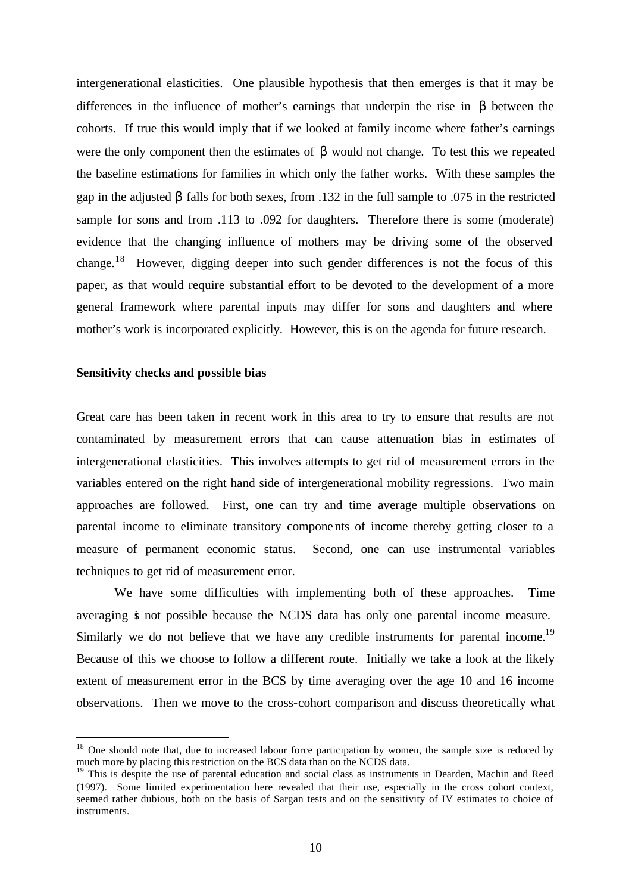intergenerational elasticities. One plausible hypothesis that then emerges is that it may be differences in the influence of mother's earnings that underpin the rise in $\beta$ between the cohorts. If true this would imply that if we looked at family income where father's earnings were the only component then the estimates of $\beta$ would not change. To test this we repeated the baseline estimations for families in which only the father works. With these samples the gap in the adjusted $\beta$ falls for both sexes, from .132 in the full sample to .075 in the restricted sample for sons and from .113 to .092 for daughters. Therefore there is some (moderate) evidence that the changing influence of mothers may be driving some of the observed change.[18] However, digging deeper into such gender differences is not the focus of this paper, as that would require substantial effort to be devoted to the development of a more general framework where parental inputs may differ for sons and daughters and where mother's work is incorporated explicitly. However, this is on the agenda for future research.

**Sensitivity checks and possible bias**

Great care has been taken in recent work in this area to try to ensure that results are not contaminated by measurement errors that can cause attenuation bias in estimates of intergenerational elasticities. This involves attempts to get rid of measurement errors in the variables entered on the right hand side of intergenerational mobility regressions. Two main approaches are followed. First, one can try and time average multiple observations on parental income to eliminate transitory components of income thereby getting closer to a measure of permanent economic status. Second, one can use instrumental variables techniques to get rid of measurement error.

We have some difficulties with implementing both of these approaches. Time averaging is not possible because the NCDS data has only one parental income measure. Similarly we do not believe that we have any credible instruments for parental income.[19] Because of this we choose to follow a different route. Initially we take a look at the likely extent of measurement error in the BCS by time averaging over the age 10 and 16 income observations. Then we move to the cross-cohort comparison and discuss theoretically what

[18] One should note that, due to increased labour force participation by women, the sample size is reduced by much more by placing this restriction on the BCS data than on the NCDS data.

[19] This is despite the use of parental education and social class as instruments in Dearden, Machin and Reed (1997). Some limited experimentation here revealed that their use, especially in the cross cohort context, seemed rather dubious, both on the basis of Sargan tests and on the sensitivity of IV estimates to choice of instruments.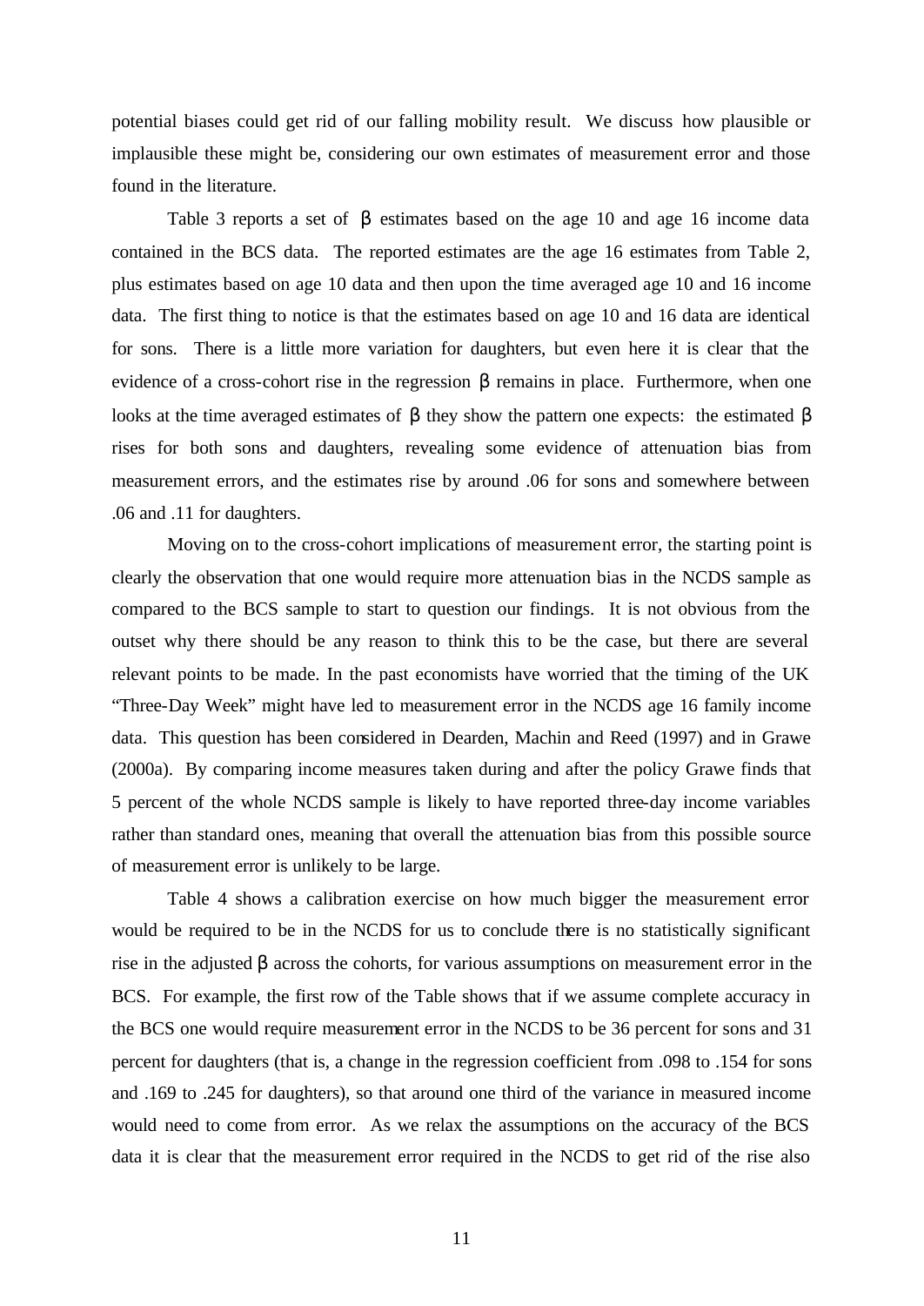potential biases could get rid of our falling mobility result. We discuss how plausible or implausible these might be, considering our own estimates of measurement error and those found in the literature.

Table 3 reports a set of $\beta$ estimates based on the age 10 and age 16 income data contained in the BCS data. The reported estimates are the age 16 estimates from Table 2, plus estimates based on age 10 data and then upon the time averaged age 10 and 16 income data. The first thing to notice is that the estimates based on age 10 and 16 data are identical for sons. There is a little more variation for daughters, but even here it is clear that the evidence of a cross-cohort rise in the regression $\beta$ remains in place. Furthermore, when one looks at the time averaged estimates of $\beta$ they show the pattern one expects: the estimated $\beta$ rises for both sons and daughters, revealing some evidence of attenuation bias from measurement errors, and the estimates rise by around .06 for sons and somewhere between .06 and .11 for daughters.

Moving on to the cross-cohort implications of measurement error, the starting point is clearly the observation that one would require more attenuation bias in the NCDS sample as compared to the BCS sample to start to question our findings. It is not obvious from the outset why there should be any reason to think this to be the case, but there are several relevant points to be made. In the past economists have worried that the timing of the UK "Three-Day Week" might have led to measurement error in the NCDS age 16 family income data. This question has been considered in Dearden, Machin and Reed (1997) and in Grawe (2000a). By comparing income measures taken during and after the policy Grawe finds that 5 percent of the whole NCDS sample is likely to have reported three-day income variables rather than standard ones, meaning that overall the attenuation bias from this possible source of measurement error is unlikely to be large.

Table 4 shows a calibration exercise on how much bigger the measurement error would be required to be in the NCDS for us to conclude there is no statistically significant rise in the adjusted $\beta$ across the cohorts, for various assumptions on measurement error in the BCS. For example, the first row of the Table shows that if we assume complete accuracy in the BCS one would require measurement error in the NCDS to be 36 percent for sons and 31 percent for daughters (that is, a change in the regression coefficient from .098 to .154 for sons and .169 to .245 for daughters), so that around one third of the variance in measured income would need to come from error. As we relax the assumptions on the accuracy of the BCS data it is clear that the measurement error required in the NCDS to get rid of the rise also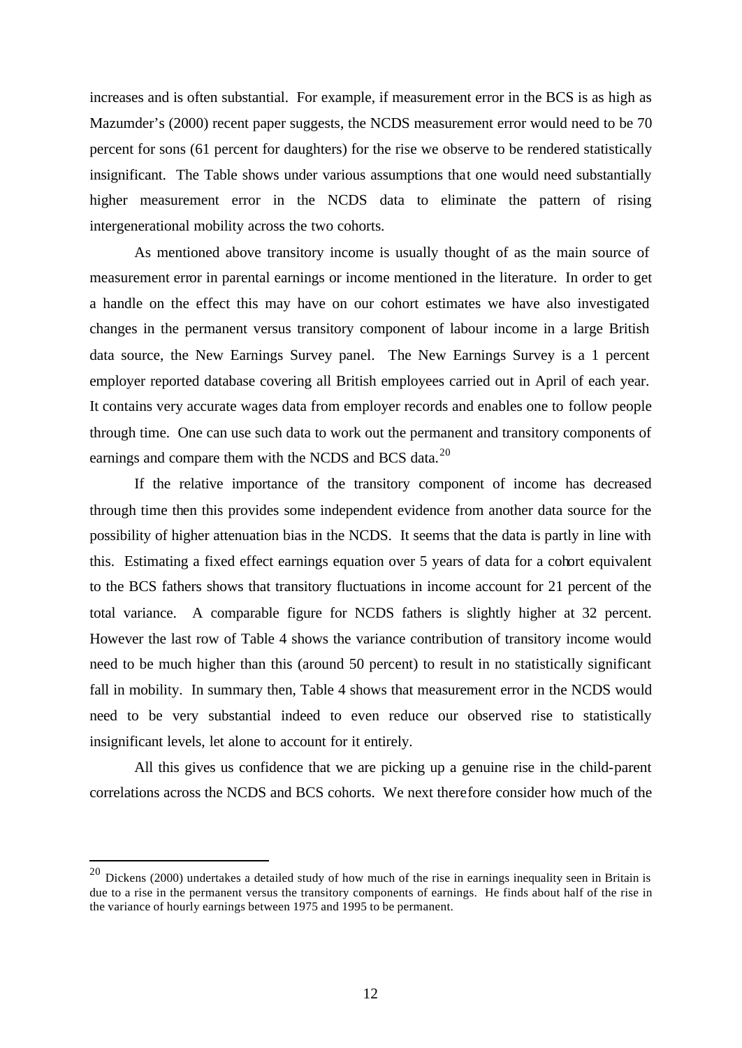increases and is often substantial. For example, if measurement error in the BCS is as high as Mazumder's (2000) recent paper suggests, the NCDS measurement error would need to be 70 percent for sons (61 percent for daughters) for the rise we observe to be rendered statistically insignificant. The Table shows under various assumptions that one would need substantially higher measurement error in the NCDS data to eliminate the pattern of rising intergenerational mobility across the two cohorts.

As mentioned above transitory income is usually thought of as the main source of measurement error in parental earnings or income mentioned in the literature. In order to get a handle on the effect this may have on our cohort estimates we have also investigated changes in the permanent versus transitory component of labour income in a large British data source, the New Earnings Survey panel. The New Earnings Survey is a 1 percent employer reported database covering all British employees carried out in April of each year. It contains very accurate wages data from employer records and enables one to follow people through time. One can use such data to work out the permanent and transitory components of earnings and compare them with the NCDS and BCS data.[20]

If the relative importance of the transitory component of income has decreased through time then this provides some independent evidence from another data source for the possibility of higher attenuation bias in the NCDS. It seems that the data is partly in line with this. Estimating a fixed effect earnings equation over 5 years of data for a cohort equivalent to the BCS fathers shows that transitory fluctuations in income account for 21 percent of the total variance. A comparable figure for NCDS fathers is slightly higher at 32 percent. However the last row of Table 4 shows the variance contribution of transitory income would need to be much higher than this (around 50 percent) to result in no statistically significant fall in mobility. In summary then, Table 4 shows that measurement error in the NCDS would need to be very substantial indeed to even reduce our observed rise to statistically insignificant levels, let alone to account for it entirely.

All this gives us confidence that we are picking up a genuine rise in the child-parent correlations across the NCDS and BCS cohorts. We next therefore consider how much of the

---

[20] Dickens (2000) undertakes a detailed study of how much of the rise in earnings inequality seen in Britain is due to a rise in the permanent versus the transitory components of earnings. He finds about half of the rise in the variance of hourly earnings between 1975 and 1995 to be permanent.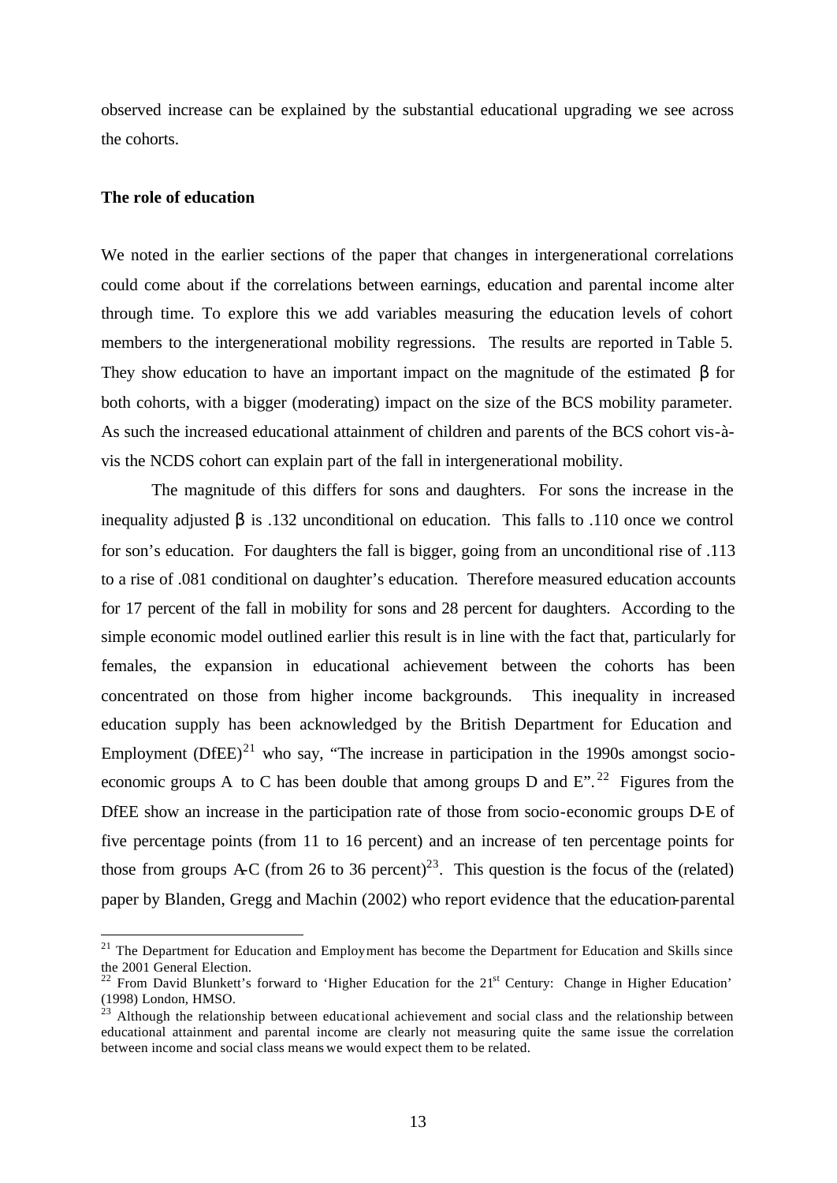observed increase can be explained by the substantial educational upgrading we see across the cohorts.

**The role of education**

We noted in the earlier sections of the paper that changes in intergenerational correlations could come about if the correlations between earnings, education and parental income alter through time. To explore this we add variables measuring the education levels of cohort members to the intergenerational mobility regressions. The results are reported in Table 5. They show education to have an important impact on the magnitude of the estimated $\beta$ for both cohorts, with a bigger (moderating) impact on the size of the BCS mobility parameter. As such the increased educational attainment of children and parents of the BCS cohort vis-à-vis the NCDS cohort can explain part of the fall in intergenerational mobility.

The magnitude of this differs for sons and daughters. For sons the increase in the inequality adjusted $\beta$ is .132 unconditional on education. This falls to .110 once we control for son's education. For daughters the fall is bigger, going from an unconditional rise of .113 to a rise of .081 conditional on daughter's education. Therefore measured education accounts for 17 percent of the fall in mobility for sons and 28 percent for daughters. According to the simple economic model outlined earlier this result is in line with the fact that, particularly for females, the expansion in educational achievement between the cohorts has been concentrated on those from higher income backgrounds. This inequality in increased education supply has been acknowledged by the British Department for Education and Employment (DfEE)[21] who say, "The increase in participation in the 1990s amongst socio-economic groups A to C has been double that among groups D and E".[22] Figures from the DfEE show an increase in the participation rate of those from socio-economic groups D-E of five percentage points (from 11 to 16 percent) and an increase of ten percentage points for those from groups A-C (from 26 to 36 percent)[23]. This question is the focus of the (related) paper by Blanden, Gregg and Machin (2002) who report evidence that the education-parental

---

[21] The Department for Education and Employment has become the Department for Education and Skills since the 2001 General Election.

[22] From David Blunkett's forward to 'Higher Education for the 21st Century: Change in Higher Education' (1998) London, HMSO.

[23] Although the relationship between educational achievement and social class and the relationship between educational attainment and parental income are clearly not measuring quite the same issue the correlation between income and social class means we would expect them to be related.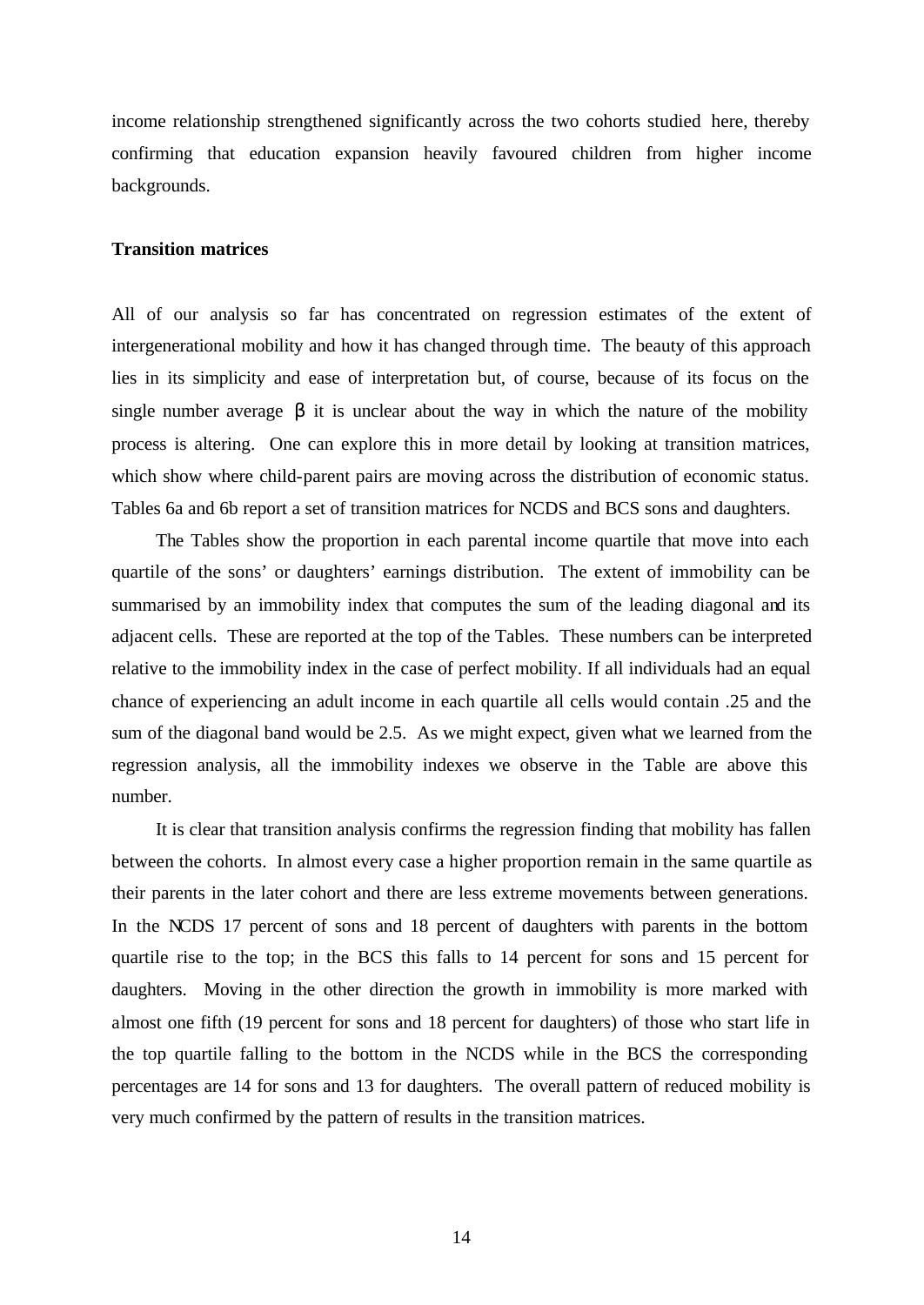income relationship strengthened significantly across the two cohorts studied here, thereby confirming that education expansion heavily favoured children from higher income backgrounds.

**Transition matrices**

All of our analysis so far has concentrated on regression estimates of the extent of intergenerational mobility and how it has changed through time. The beauty of this approach lies in its simplicity and ease of interpretation but, of course, because of its focus on the single number average $\beta$ it is unclear about the way in which the nature of the mobility process is altering. One can explore this in more detail by looking at transition matrices, which show where child-parent pairs are moving across the distribution of economic status. Tables 6a and 6b report a set of transition matrices for NCDS and BCS sons and daughters.

The Tables show the proportion in each parental income quartile that move into each quartile of the sons' or daughters' earnings distribution. The extent of immobility can be summarised by an immobility index that computes the sum of the leading diagonal and its adjacent cells. These are reported at the top of the Tables. These numbers can be interpreted relative to the immobility index in the case of perfect mobility. If all individuals had an equal chance of experiencing an adult income in each quartile all cells would contain .25 and the sum of the diagonal band would be 2.5. As we might expect, given what we learned from the regression analysis, all the immobility indexes we observe in the Table are above this number.

It is clear that transition analysis confirms the regression finding that mobility has fallen between the cohorts. In almost every case a higher proportion remain in the same quartile as their parents in the later cohort and there are less extreme movements between generations. In the NCDS 17 percent of sons and 18 percent of daughters with parents in the bottom quartile rise to the top; in the BCS this falls to 14 percent for sons and 15 percent for daughters. Moving in the other direction the growth in immobility is more marked with almost one fifth (19 percent for sons and 18 percent for daughters) of those who start life in the top quartile falling to the bottom in the NCDS while in the BCS the corresponding percentages are 14 for sons and 13 for daughters. The overall pattern of reduced mobility is very much confirmed by the pattern of results in the transition matrices.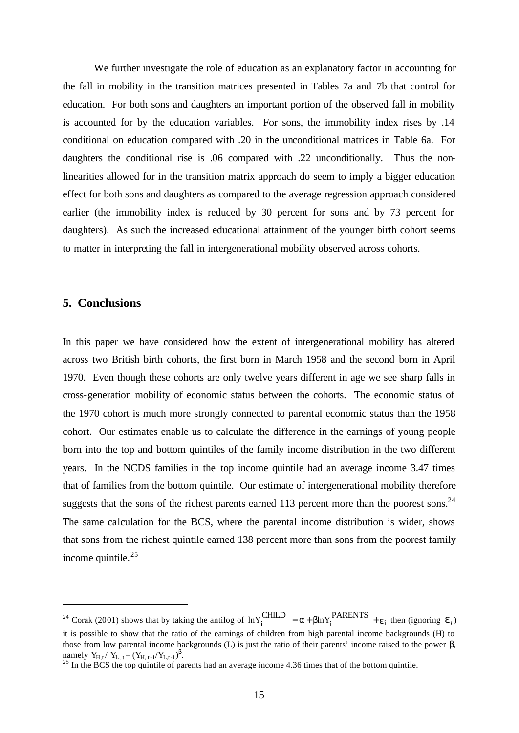We further investigate the role of education as an explanatory factor in accounting for the fall in mobility in the transition matrices presented in Tables 7a and 7b that control for education. For both sons and daughters an important portion of the observed fall in mobility is accounted for by the education variables. For sons, the immobility index rises by .14 conditional on education compared with .20 in the unconditional matrices in Table 6a. For daughters the conditional rise is .06 compared with .22 unconditionally. Thus the non-linearities allowed for in the transition matrix approach do seem to imply a bigger education effect for both sons and daughters as compared to the average regression approach considered earlier (the immobility index is reduced by 30 percent for sons and by 73 percent for daughters). As such the increased educational attainment of the younger birth cohort seems to matter in interpreting the fall in intergenerational mobility observed across cohorts.

## 5. Conclusions

In this paper we have considered how the extent of intergenerational mobility has altered across two British birth cohorts, the first born in March 1958 and the second born in April 1970. Even though these cohorts are only twelve years different in age we see sharp falls in cross-generation mobility of economic status between the cohorts. The economic status of the 1970 cohort is much more strongly connected to parental economic status than the 1958 cohort. Our estimates enable us to calculate the difference in the earnings of young people born into the top and bottom quintiles of the family income distribution in the two different years. In the NCDS families in the top income quintile had an average income 3.47 times that of families from the bottom quintile. Our estimate of intergenerational mobility therefore suggests that the sons of the richest parents earned 113 percent more than the poorest sons.[24] The same calculation for the BCS, where the parental income distribution is wider, shows that sons from the richest quintile earned 138 percent more than sons from the poorest family income quintile.[25]

---

[24] Corak (2001) shows that by taking the antilog of $\ln Y_i^{CHILD} = \alpha + \beta \ln Y_i^{PARENTS} + \varepsilon_i$ then (ignoring $\varepsilon_i$) it is possible to show that the ratio of the earnings of children from high parental income backgrounds (H) to those from low parental income backgrounds (L) is just the ratio of their parents' income raised to the power $\beta$, namely $Y_{H,t} / Y_{L,t} = (Y_{H,t-1}/Y_{L,t-1})^{\beta}$.

[25] In the BCS the top quintile of parents had an average income 4.36 times that of the bottom quintile.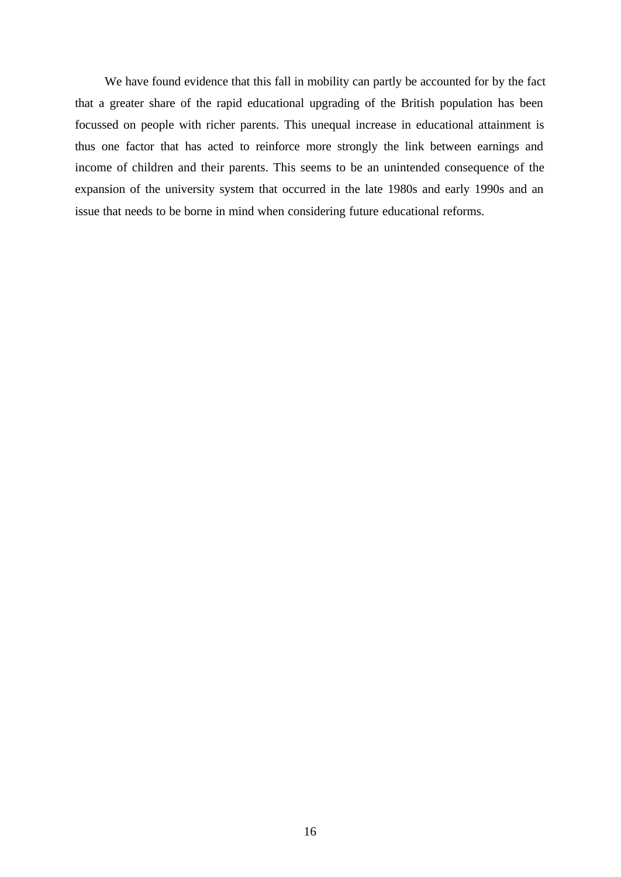We have found evidence that this fall in mobility can partly be accounted for by the fact that a greater share of the rapid educational upgrading of the British population has been focussed on people with richer parents. This unequal increase in educational attainment is thus one factor that has acted to reinforce more strongly the link between earnings and income of children and their parents. This seems to be an unintended consequence of the expansion of the university system that occurred in the late 1980s and early 1990s and an issue that needs to be borne in mind when considering future educational reforms.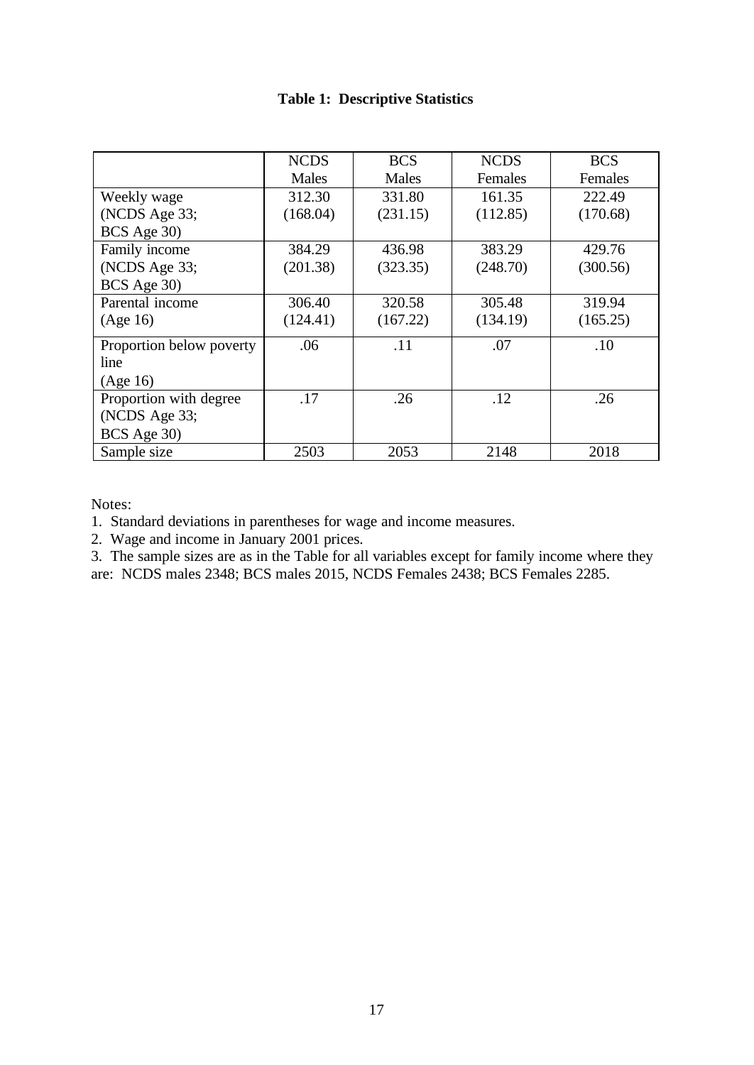**Table 1: Descriptive Statistics**

| | NCDS Males | BCS Males | NCDS Females | BCS Females |
|---|---|---|---|---|
| Weekly wage (NCDS Age 33; BCS Age 30) | 312.30 (168.04) | 331.80 (231.15) | 161.35 (112.85) | 222.49 (170.68) |
| Family income (NCDS Age 33; BCS Age 30) | 384.29 (201.38) | 436.98 (323.35) | 383.29 (248.70) | 429.76 (300.56) |
| Parental income (Age 16) | 306.40 (124.41) | 320.58 (167.22) | 305.48 (134.19) | 319.94 (165.25) |
| Proportion below poverty line (Age 16) | .06 | .11 | .07 | .10 |
| Proportion with degree (NCDS Age 33; BCS Age 30) | .17 | .26 | .12 | .26 |
| Sample size | 2503 | 2053 | 2148 | 2018 |

Notes:

1. Standard deviations in parentheses for wage and income measures.
2. Wage and income in January 2001 prices.
3. The sample sizes are as in the Table for all variables except for family income where they are: NCDS males 2348; BCS males 2015, NCDS Females 2438; BCS Females 2285.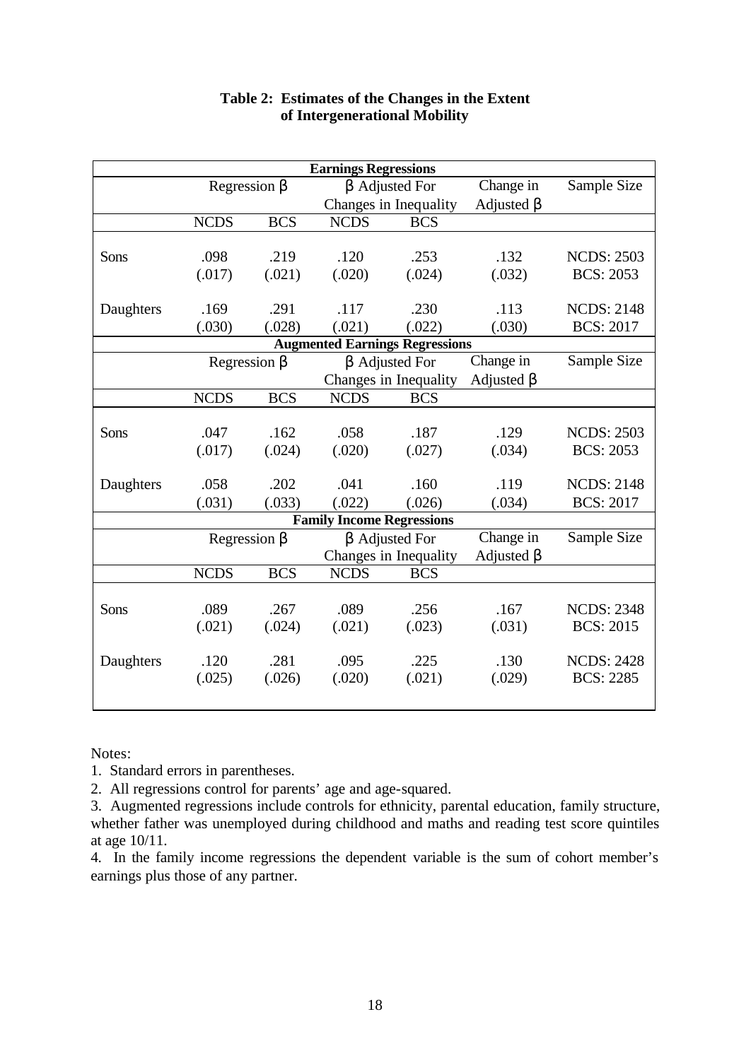**Table 2: Estimates of the Changes in the Extent of Intergenerational Mobility**

| **Earnings Regressions** | | | | | | |
|---|---|---|---|---|---|---|
| | Regression β | | β Adjusted For Changes in Inequality | | Change in Adjusted β | Sample Size |
| | NCDS | BCS | NCDS | BCS | | |
| Sons | .098 | .219 | .120 | .253 | .132 | NCDS: 2503 |
| | (.017) | (.021) | (.020) | (.024) | (.032) | BCS: 2053 |
| Daughters | .169 | .291 | .117 | .230 | .113 | NCDS: 2148 |
| | (.030) | (.028) | (.021) | (.022) | (.030) | BCS: 2017 |
| **Augmented Earnings Regressions** | | | | | | |
| | Regression β | | β Adjusted For Changes in Inequality | | Change in Adjusted β | Sample Size |
| | NCDS | BCS | NCDS | BCS | | |
| Sons | .047 | .162 | .058 | .187 | .129 | NCDS: 2503 |
| | (.017) | (.024) | (.020) | (.027) | (.034) | BCS: 2053 |
| Daughters | .058 | .202 | .041 | .160 | .119 | NCDS: 2148 |
| | (.031) | (.033) | (.022) | (.026) | (.034) | BCS: 2017 |
| **Family Income Regressions** | | | | | | |
| | Regression β | | β Adjusted For Changes in Inequality | | Change in Adjusted β | Sample Size |
| | NCDS | BCS | NCDS | BCS | | |
| Sons | .089 | .267 | .089 | .256 | .167 | NCDS: 2348 |
| | (.021) | (.024) | (.021) | (.023) | (.031) | BCS: 2015 |
| Daughters | .120 | .281 | .095 | .225 | .130 | NCDS: 2428 |
| | (.025) | (.026) | (.020) | (.021) | (.029) | BCS: 2285 |

Notes:

1. Standard errors in parentheses.
2. All regressions control for parents' age and age-squared.
3. Augmented regressions include controls for ethnicity, parental education, family structure, whether father was unemployed during childhood and maths and reading test score quintiles at age 10/11.
4. In the family income regressions the dependent variable is the sum of cohort member's earnings plus those of any partner.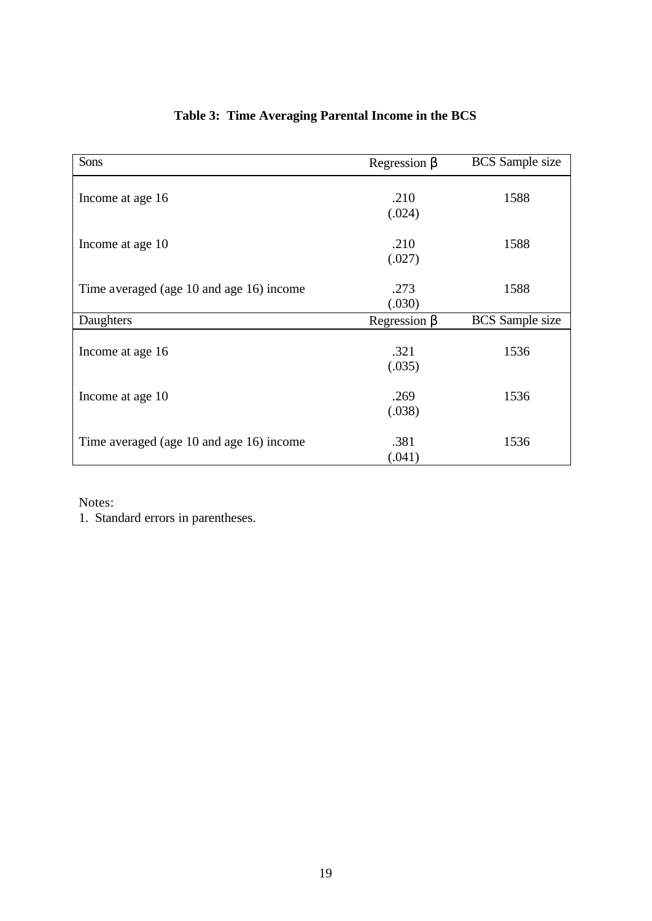**Table 3: Time Averaging Parental Income in the BCS**

| Sons | Regression β | BCS Sample size |
|---|---|---|
| Income at age 16 | .210<br>(.024) | 1588 |
| Income at age 10 | .210<br>(.027) | 1588 |
| Time averaged (age 10 and age 16) income | .273<br>(.030) | 1588 |
| **Daughters** | **Regression β** | **BCS Sample size** |
| Income at age 16 | .321<br>(.035) | 1536 |
| Income at age 10 | .269<br>(.038) | 1536 |
| Time averaged (age 10 and age 16) income | .381<br>(.041) | 1536 |

Notes:
1. Standard errors in parentheses.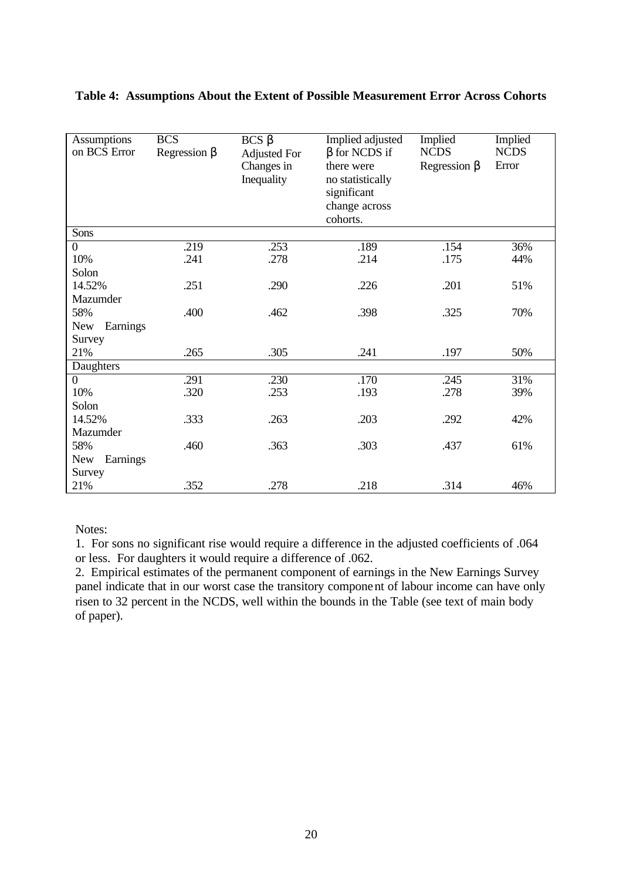**Table 4: Assumptions About the Extent of Possible Measurement Error Across Cohorts**

| Assumptions on BCS Error | BCS Regression β | BCS β Adjusted For Changes in Inequality | Implied adjusted β for NCDS if there were no statistically significant change across cohorts. | Implied NCDS Regression β | Implied NCDS Error |
|---|---|---|---|---|---|
| Sons | | | | | |
| 0 | .219 | .253 | .189 | .154 | 36% |
| 10% Solon | .241 | .278 | .214 | .175 | 44% |
| 14.52% Mazumder | .251 | .290 | .226 | .201 | 51% |
| 58% New Earnings Survey | .400 | .462 | .398 | .325 | 70% |
| 21% | .265 | .305 | .241 | .197 | 50% |
| Daughters | | | | | |
| 0 | .291 | .230 | .170 | .245 | 31% |
| 10% Solon | .320 | .253 | .193 | .278 | 39% |
| 14.52% Mazumder | .333 | .263 | .203 | .292 | 42% |
| 58% New Earnings Survey | .460 | .363 | .303 | .437 | 61% |
| 21% | .352 | .278 | .218 | .314 | 46% |

Notes:

1. For sons no significant rise would require a difference in the adjusted coefficients of .064 or less. For daughters it would require a difference of .062.
2. Empirical estimates of the permanent component of earnings in the New Earnings Survey panel indicate that in our worst case the transitory component of labour income can have only risen to 32 percent in the NCDS, well within the bounds in the Table (see text of main body of paper).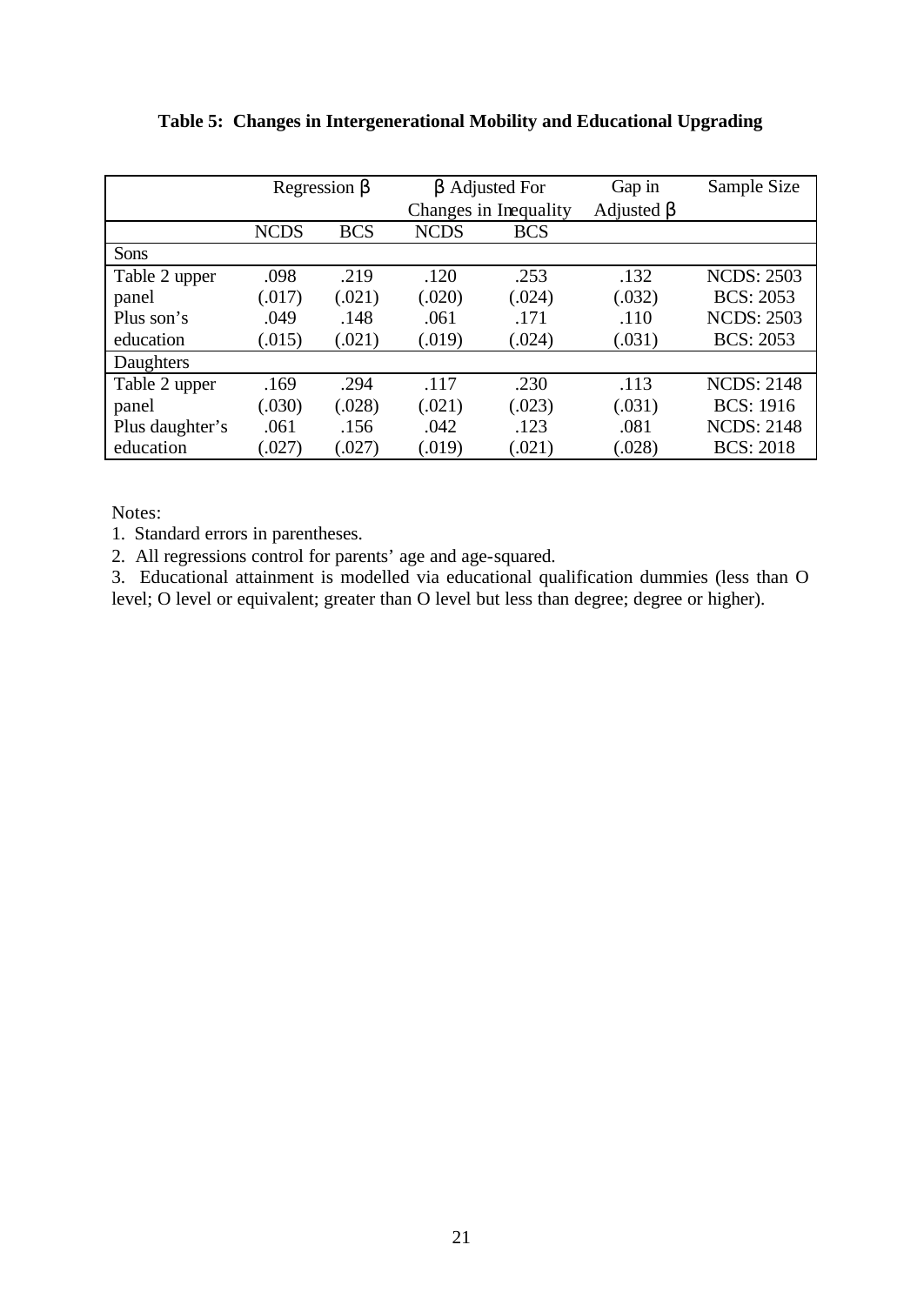**Table 5: Changes in Intergenerational Mobility and Educational Upgrading**

| | Regression β | | β Adjusted For Changes in Inequality | | Gap in Adjusted β | Sample Size |
|---|---|---|---|---|---|---|
| | NCDS | BCS | NCDS | BCS | | |
| Sons | | | | | | |
| Table 2 upper | .098 | .219 | .120 | .253 | .132 | NCDS: 2503 |
| panel | (.017) | (.021) | (.020) | (.024) | (.032) | BCS: 2053 |
| Plus son's | .049 | .148 | .061 | .171 | .110 | NCDS: 2503 |
| education | (.015) | (.021) | (.019) | (.024) | (.031) | BCS: 2053 |
| Daughters | | | | | | |
| Table 2 upper | .169 | .294 | .117 | .230 | .113 | NCDS: 2148 |
| panel | (.030) | (.028) | (.021) | (.023) | (.031) | BCS: 1916 |
| Plus daughter's | .061 | .156 | .042 | .123 | .081 | NCDS: 2148 |
| education | (.027) | (.027) | (.019) | (.021) | (.028) | BCS: 2018 |

Notes:

1. Standard errors in parentheses.
2. All regressions control for parents' age and age-squared.
3. Educational attainment is modelled via educational qualification dummies (less than O level; O level or equivalent; greater than O level but less than degree; degree or higher).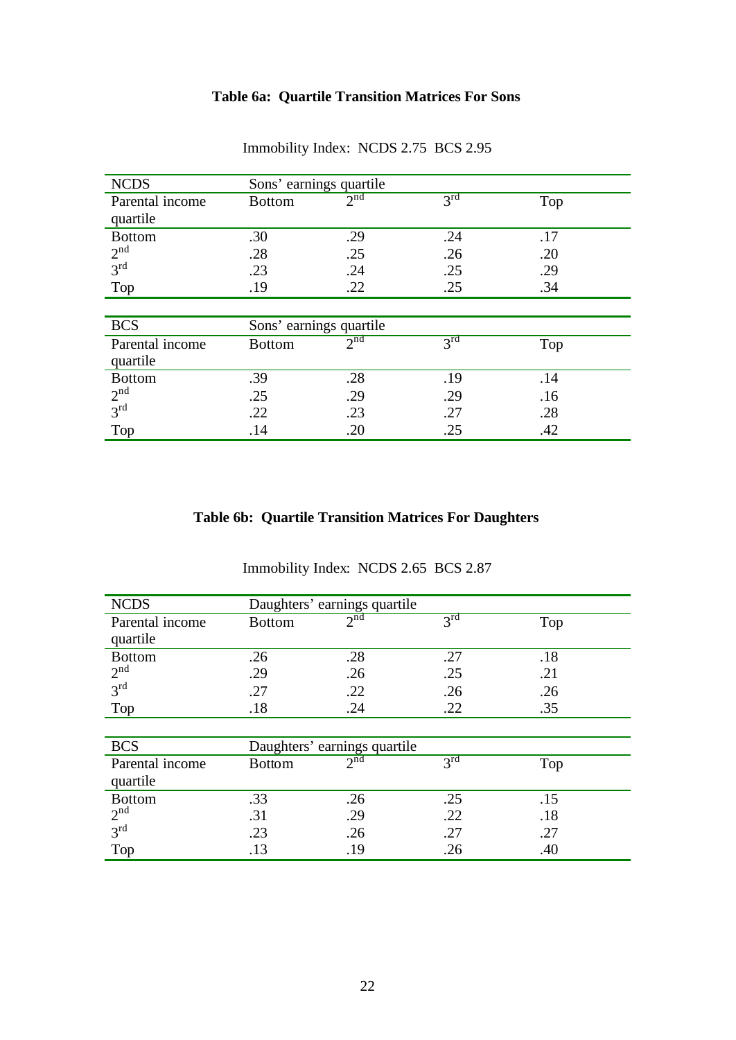### Table 6a: Quartile Transition Matrices For Sons

Immobility Index: NCDS 2.75 BCS 2.95

| NCDS | Sons' earnings quartile | | | |
|---|---|---|---|---|
| Parental income quartile | Bottom | 2nd | 3rd | Top |
| Bottom | .30 | .29 | .24 | .17 |
| 2nd | .28 | .25 | .26 | .20 |
| 3rd | .23 | .24 | .25 | .29 |
| Top | .19 | .22 | .25 | .34 |

| BCS | Sons' earnings quartile | | | |
|---|---|---|---|---|
| Parental income quartile | Bottom | 2nd | 3rd | Top |
| Bottom | .39 | .28 | .19 | .14 |
| 2nd | .25 | .29 | .29 | .16 |
| 3rd | .22 | .23 | .27 | .28 |
| Top | .14 | .20 | .25 | .42 |

### Table 6b: Quartile Transition Matrices For Daughters

Immobility Index: NCDS 2.65 BCS 2.87

| NCDS | Daughters' earnings quartile | | | |
|---|---|---|---|---|
| Parental income quartile | Bottom | 2nd | 3rd | Top |
| Bottom | .26 | .28 | .27 | .18 |
| 2nd | .29 | .26 | .25 | .21 |
| 3rd | .27 | .22 | .26 | .26 |
| Top | .18 | .24 | .22 | .35 |

| BCS | Daughters' earnings quartile | | | |
|---|---|---|---|---|
| Parental income quartile | Bottom | 2nd | 3rd | Top |
| Bottom | .33 | .26 | .25 | .15 |
| 2nd | .31 | .29 | .22 | .18 |
| 3rd | .23 | .26 | .27 | .27 |
| Top | .13 | .19 | .26 | .40 |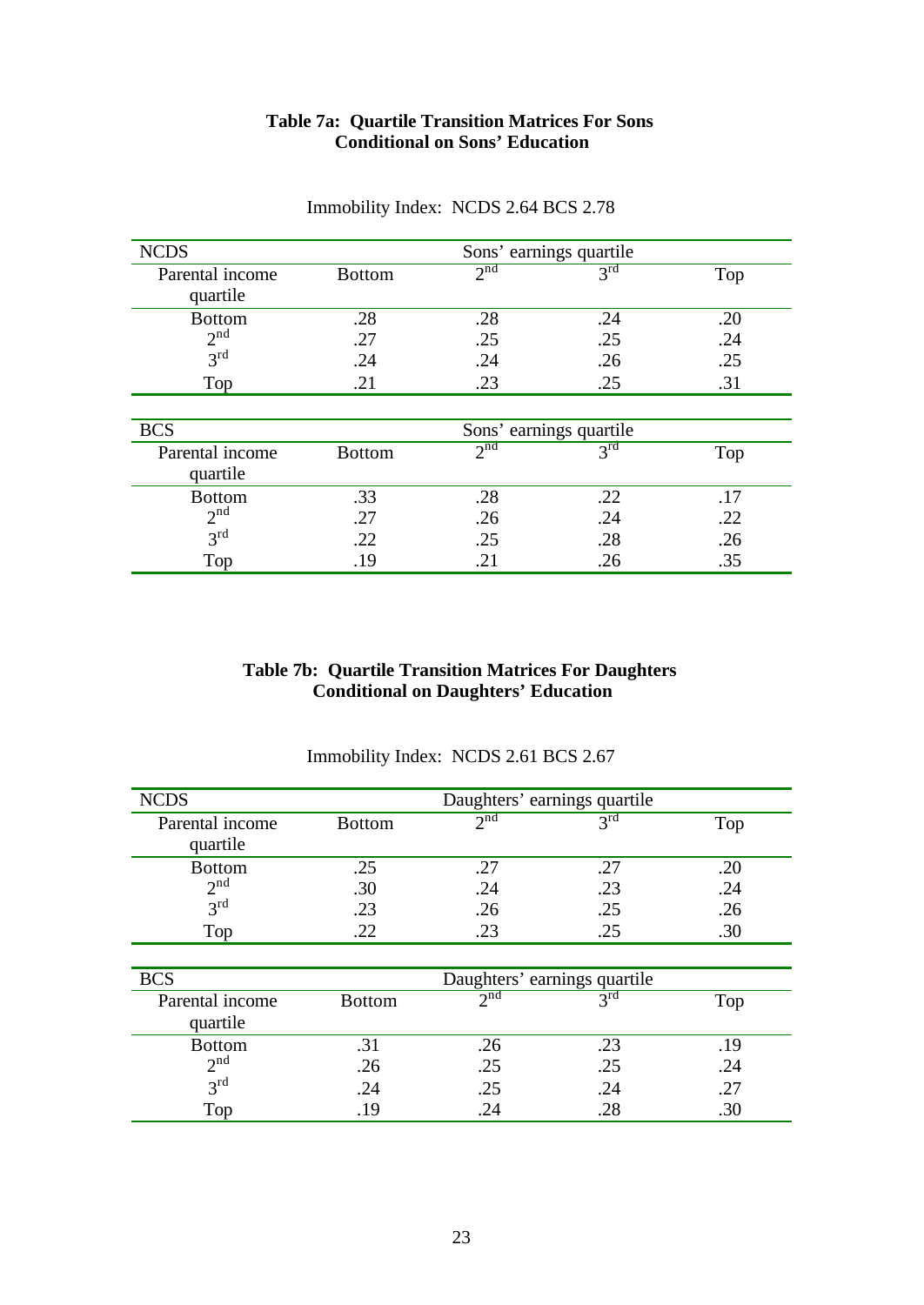**Table 7a: Quartile Transition Matrices For Sons Conditional on Sons' Education**

Immobility Index: NCDS 2.64 BCS 2.78

| NCDS | Sons' earnings quartile | | | |
|---|---|---|---|---|
| Parental income quartile | Bottom | 2nd | 3rd | Top |
| Bottom | .28 | .28 | .24 | .20 |
| 2nd | .27 | .25 | .25 | .24 |
| 3rd | .24 | .24 | .26 | .25 |
| Top | .21 | .23 | .25 | .31 |

| BCS | Sons' earnings quartile | | | |
|---|---|---|---|---|
| Parental income quartile | Bottom | 2nd | 3rd | Top |
| Bottom | .33 | .28 | .22 | .17 |
| 2nd | .27 | .26 | .24 | .22 |
| 3rd | .22 | .25 | .28 | .26 |
| Top | .19 | .21 | .26 | .35 |

**Table 7b: Quartile Transition Matrices For Daughters Conditional on Daughters' Education**

Immobility Index: NCDS 2.61 BCS 2.67

| NCDS | Daughters' earnings quartile | | | |
|---|---|---|---|---|
| Parental income quartile | Bottom | 2nd | 3rd | Top |
| Bottom | .25 | .27 | .27 | .20 |
| 2nd | .30 | .24 | .23 | .24 |
| 3rd | .23 | .26 | .25 | .26 |
| Top | .22 | .23 | .25 | .30 |

| BCS | Daughters' earnings quartile | | | |
|---|---|---|---|---|
| Parental income quartile | Bottom | 2nd | 3rd | Top |
| Bottom | .31 | .26 | .23 | .19 |
| 2nd | .26 | .25 | .25 | .24 |
| 3rd | .24 | .25 | .24 | .27 |
| Top | .19 | .24 | .28 | .30 |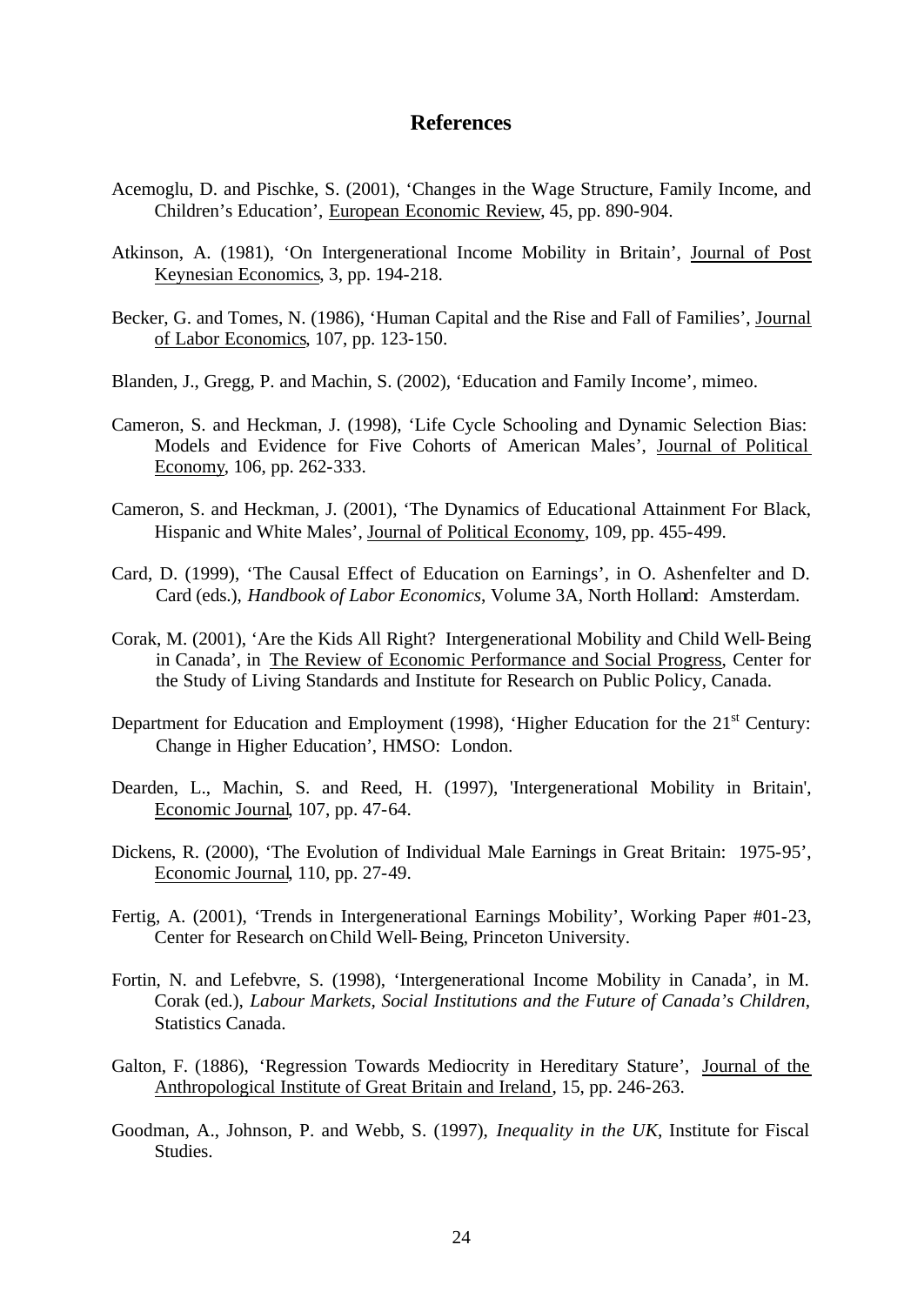## References

Acemoglu, D. and Pischke, S. (2001), 'Changes in the Wage Structure, Family Income, and Children's Education', European Economic Review, 45, pp. 890-904.

Atkinson, A. (1981), 'On Intergenerational Income Mobility in Britain', Journal of Post Keynesian Economics, 3, pp. 194-218.

Becker, G. and Tomes, N. (1986), 'Human Capital and the Rise and Fall of Families', Journal of Labor Economics, 107, pp. 123-150.

Blanden, J., Gregg, P. and Machin, S. (2002), 'Education and Family Income', mimeo.

Cameron, S. and Heckman, J. (1998), 'Life Cycle Schooling and Dynamic Selection Bias: Models and Evidence for Five Cohorts of American Males', Journal of Political Economy, 106, pp. 262-333.

Cameron, S. and Heckman, J. (2001), 'The Dynamics of Educational Attainment For Black, Hispanic and White Males', Journal of Political Economy, 109, pp. 455-499.

Card, D. (1999), 'The Causal Effect of Education on Earnings', in O. Ashenfelter and D. Card (eds.), *Handbook of Labor Economics*, Volume 3A, North Holland: Amsterdam.

Corak, M. (2001), 'Are the Kids All Right? Intergenerational Mobility and Child Well-Being in Canada', in The Review of Economic Performance and Social Progress, Center for the Study of Living Standards and Institute for Research on Public Policy, Canada.

Department for Education and Employment (1998), 'Higher Education for the 21st Century: Change in Higher Education', HMSO: London.

Dearden, L., Machin, S. and Reed, H. (1997), 'Intergenerational Mobility in Britain', Economic Journal, 107, pp. 47-64.

Dickens, R. (2000), 'The Evolution of Individual Male Earnings in Great Britain: 1975-95', Economic Journal, 110, pp. 27-49.

Fertig, A. (2001), 'Trends in Intergenerational Earnings Mobility', Working Paper #01-23, Center for Research on Child Well-Being, Princeton University.

Fortin, N. and Lefebvre, S. (1998), 'Intergenerational Income Mobility in Canada', in M. Corak (ed.), *Labour Markets, Social Institutions and the Future of Canada's Children*, Statistics Canada.

Galton, F. (1886), 'Regression Towards Mediocrity in Hereditary Stature', Journal of the Anthropological Institute of Great Britain and Ireland, 15, pp. 246-263.

Goodman, A., Johnson, P. and Webb, S. (1997), *Inequality in the UK*, Institute for Fiscal Studies.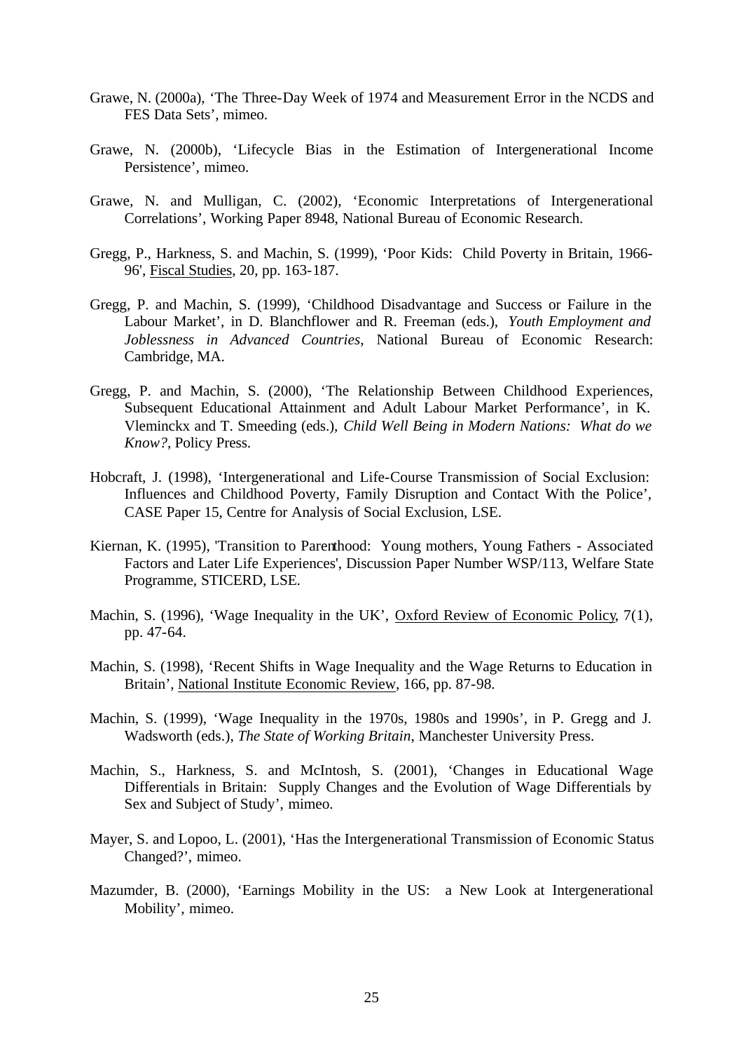Grawe, N. (2000a), 'The Three-Day Week of 1974 and Measurement Error in the NCDS and FES Data Sets', mimeo.

Grawe, N. (2000b), 'Lifecycle Bias in the Estimation of Intergenerational Income Persistence', mimeo.

Grawe, N. and Mulligan, C. (2002), 'Economic Interpretations of Intergenerational Correlations', Working Paper 8948, National Bureau of Economic Research.

Gregg, P., Harkness, S. and Machin, S. (1999), 'Poor Kids: Child Poverty in Britain, 1966-96', Fiscal Studies, 20, pp. 163-187.

Gregg, P. and Machin, S. (1999), 'Childhood Disadvantage and Success or Failure in the Labour Market', in D. Blanchflower and R. Freeman (eds.), *Youth Employment and Joblessness in Advanced Countries*, National Bureau of Economic Research: Cambridge, MA.

Gregg, P. and Machin, S. (2000), 'The Relationship Between Childhood Experiences, Subsequent Educational Attainment and Adult Labour Market Performance', in K. Vleminckx and T. Smeeding (eds.), *Child Well Being in Modern Nations: What do we Know?*, Policy Press.

Hobcraft, J. (1998), 'Intergenerational and Life-Course Transmission of Social Exclusion: Influences and Childhood Poverty, Family Disruption and Contact With the Police', CASE Paper 15, Centre for Analysis of Social Exclusion, LSE.

Kiernan, K. (1995), 'Transition to Parenthood: Young mothers, Young Fathers - Associated Factors and Later Life Experiences', Discussion Paper Number WSP/113, Welfare State Programme, STICERD, LSE.

Machin, S. (1996), 'Wage Inequality in the UK', Oxford Review of Economic Policy, 7(1), pp. 47-64.

Machin, S. (1998), 'Recent Shifts in Wage Inequality and the Wage Returns to Education in Britain', National Institute Economic Review, 166, pp. 87-98.

Machin, S. (1999), 'Wage Inequality in the 1970s, 1980s and 1990s', in P. Gregg and J. Wadsworth (eds.), *The State of Working Britain*, Manchester University Press.

Machin, S., Harkness, S. and McIntosh, S. (2001), 'Changes in Educational Wage Differentials in Britain: Supply Changes and the Evolution of Wage Differentials by Sex and Subject of Study', mimeo.

Mayer, S. and Lopoo, L. (2001), 'Has the Intergenerational Transmission of Economic Status Changed?', mimeo.

Mazumder, B. (2000), 'Earnings Mobility in the US: a New Look at Intergenerational Mobility', mimeo.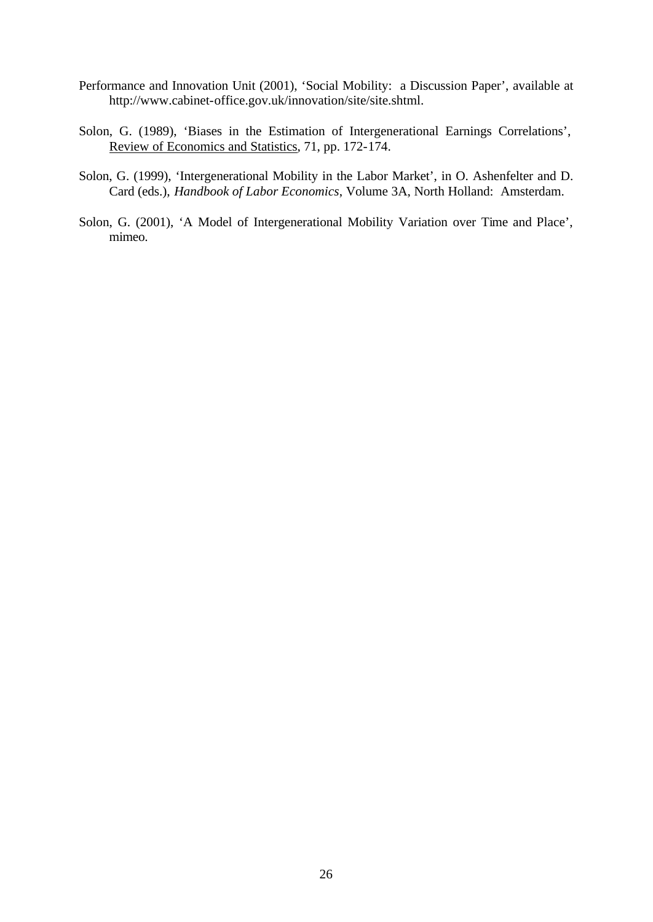Performance and Innovation Unit (2001), 'Social Mobility: a Discussion Paper', available at http://www.cabinet-office.gov.uk/innovation/site/site.shtml.

Solon, G. (1989), 'Biases in the Estimation of Intergenerational Earnings Correlations', Review of Economics and Statistics, 71, pp. 172-174.

Solon, G. (1999), 'Intergenerational Mobility in the Labor Market', in O. Ashenfelter and D. Card (eds.), *Handbook of Labor Economics*, Volume 3A, North Holland: Amsterdam.

Solon, G. (2001), 'A Model of Intergenerational Mobility Variation over Time and Place', mimeo.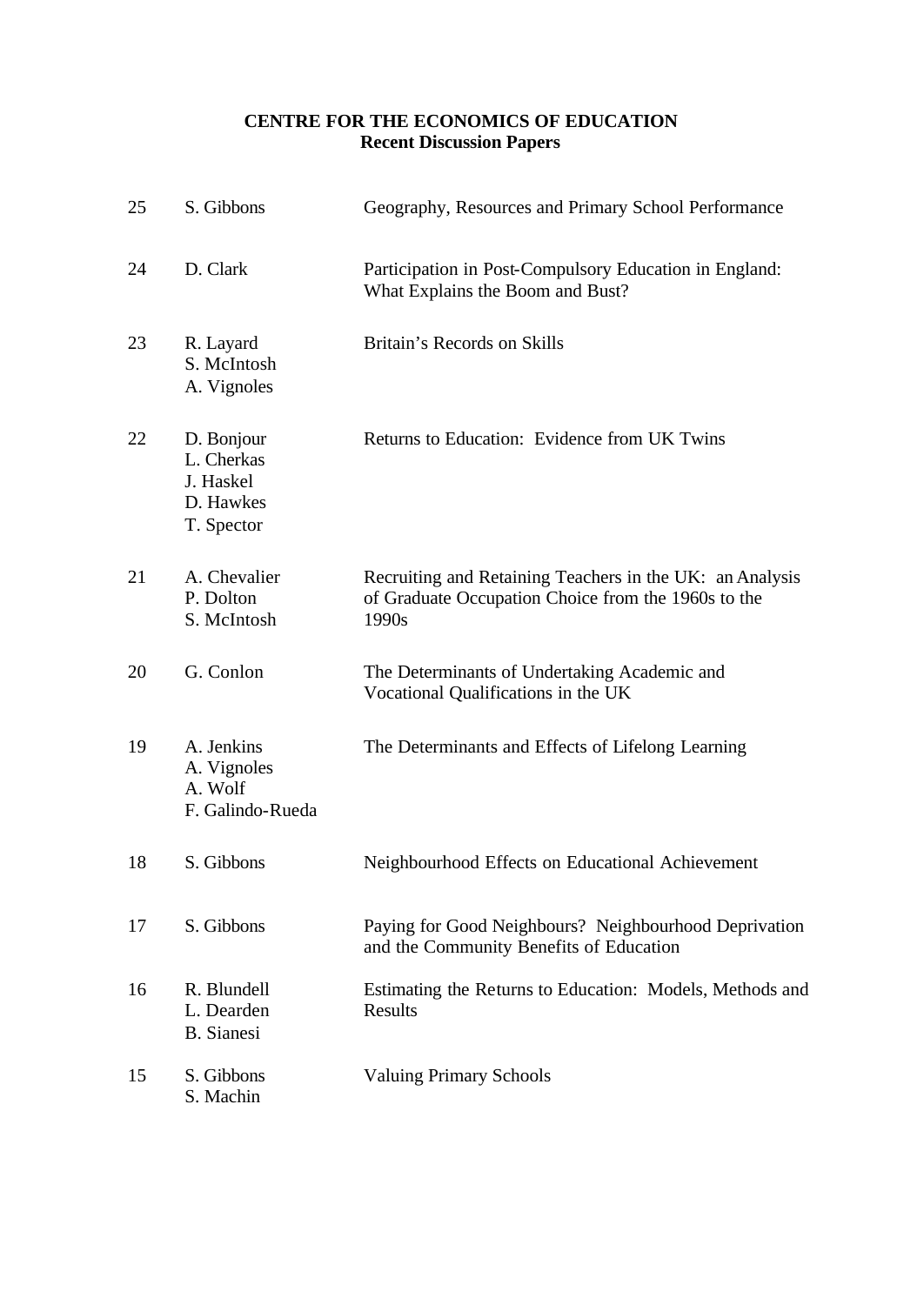**CENTRE FOR THE ECONOMICS OF EDUCATION**
**Recent Discussion Papers**

| | | |
|---|---|---|
| 25 | S. Gibbons | Geography, Resources and Primary School Performance |
| 24 | D. Clark | Participation in Post-Compulsory Education in England: What Explains the Boom and Bust? |
| 23 | R. Layard<br>S. McIntosh<br>A. Vignoles | Britain's Records on Skills |
| 22 | D. Bonjour<br>L. Cherkas<br>J. Haskel<br>D. Hawkes<br>T. Spector | Returns to Education: Evidence from UK Twins |
| 21 | A. Chevalier<br>P. Dolton<br>S. McIntosh | Recruiting and Retaining Teachers in the UK: an Analysis of Graduate Occupation Choice from the 1960s to the 1990s |
| 20 | G. Conlon | The Determinants of Undertaking Academic and Vocational Qualifications in the UK |
| 19 | A. Jenkins<br>A. Vignoles<br>A. Wolf<br>F. Galindo-Rueda | The Determinants and Effects of Lifelong Learning |
| 18 | S. Gibbons | Neighbourhood Effects on Educational Achievement |
| 17 | S. Gibbons | Paying for Good Neighbours? Neighbourhood Deprivation and the Community Benefits of Education |
| 16 | R. Blundell<br>L. Dearden<br>B. Sianesi | Estimating the Returns to Education: Models, Methods and Results |
| 15 | S. Gibbons<br>S. Machin | Valuing Primary Schools |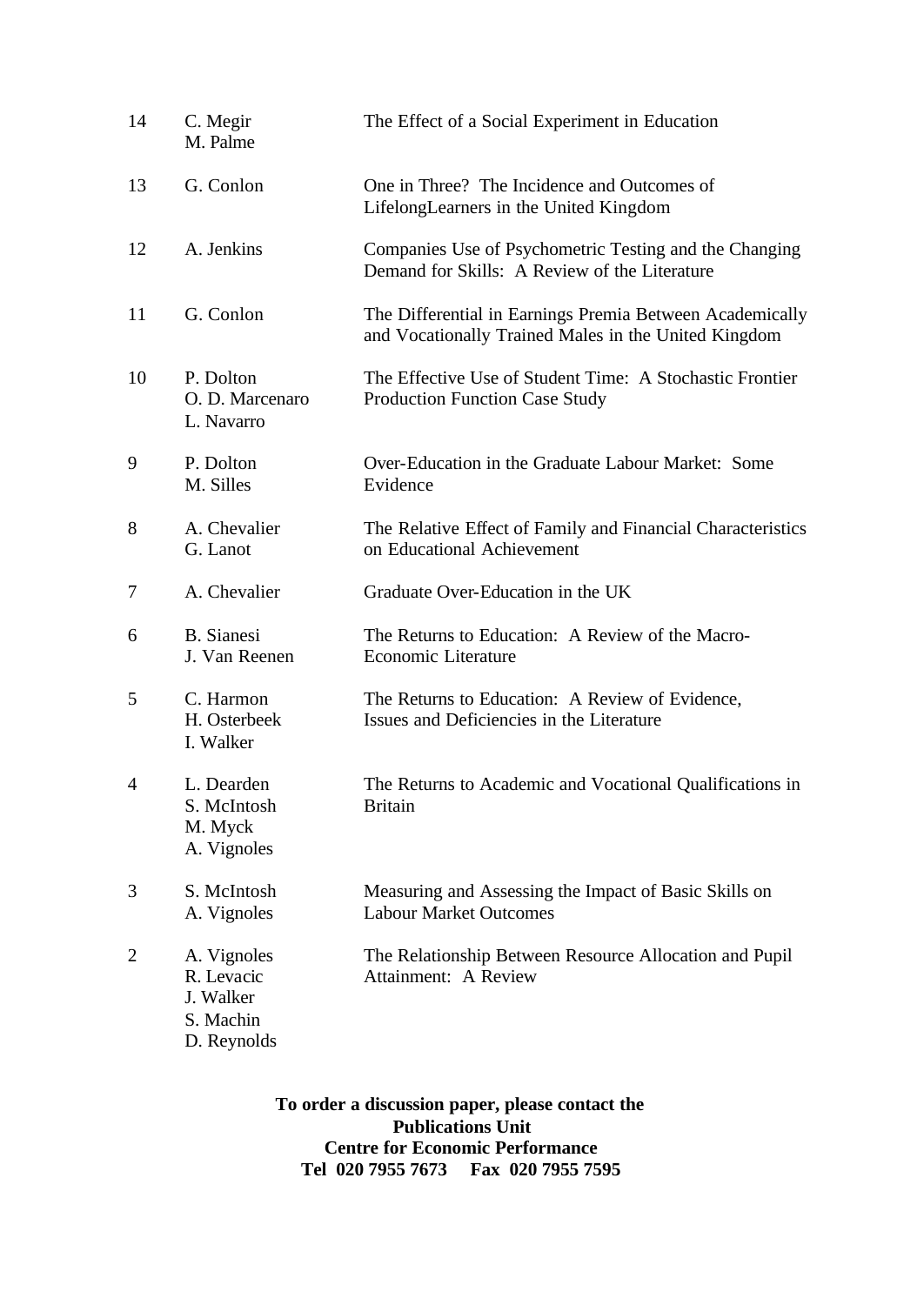| | | |
|---|---|---|
| 14 | C. Megir<br>M. Palme | The Effect of a Social Experiment in Education |
| 13 | G. Conlon | One in Three? The Incidence and Outcomes of LifelongLearners in the United Kingdom |
| 12 | A. Jenkins | Companies Use of Psychometric Testing and the Changing Demand for Skills: A Review of the Literature |
| 11 | G. Conlon | The Differential in Earnings Premia Between Academically and Vocationally Trained Males in the United Kingdom |
| 10 | P. Dolton<br>O. D. Marcenaro<br>L. Navarro | The Effective Use of Student Time: A Stochastic Frontier Production Function Case Study |
| 9 | P. Dolton<br>M. Silles | Over-Education in the Graduate Labour Market: Some Evidence |
| 8 | A. Chevalier<br>G. Lanot | The Relative Effect of Family and Financial Characteristics on Educational Achievement |
| 7 | A. Chevalier | Graduate Over-Education in the UK |
| 6 | B. Sianesi<br>J. Van Reenen | The Returns to Education: A Review of the Macro-Economic Literature |
| 5 | C. Harmon<br>H. Osterbeek<br>I. Walker | The Returns to Education: A Review of Evidence, Issues and Deficiencies in the Literature |
| 4 | L. Dearden<br>S. McIntosh<br>M. Myck<br>A. Vignoles | The Returns to Academic and Vocational Qualifications in Britain |
| 3 | S. McIntosh<br>A. Vignoles | Measuring and Assessing the Impact of Basic Skills on Labour Market Outcomes |
| 2 | A. Vignoles<br>R. Levacic<br>J. Walker<br>S. Machin<br>D. Reynolds | The Relationship Between Resource Allocation and Pupil Attainment: A Review |

**To order a discussion paper, please contact the Publications Unit Centre for Economic Performance Tel 020 7955 7673 Fax 020 7955 7595**